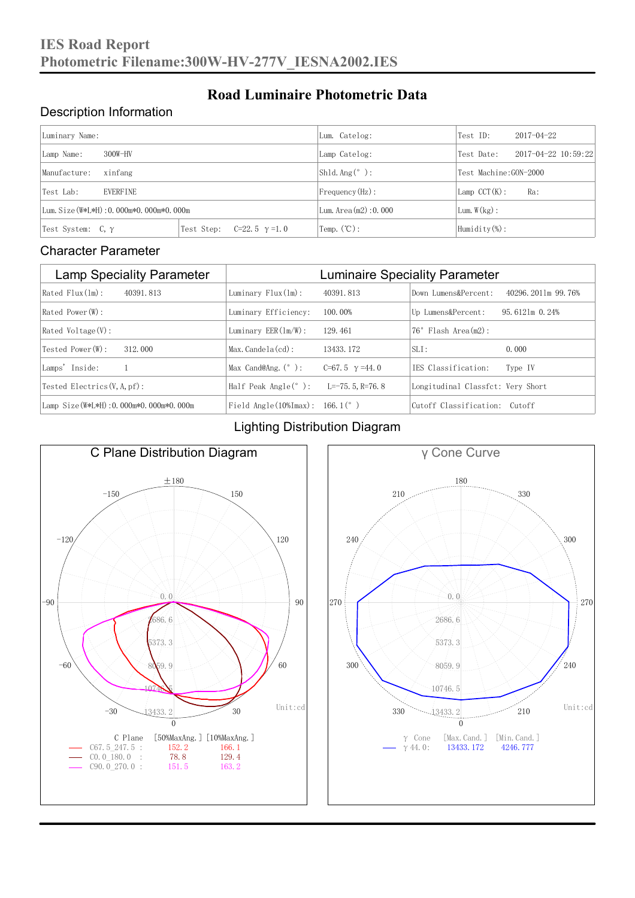# IES Road Report
## Photometric Filename:300W-HV-277V_IESNA2002.IES

## Road Luminaire Photometric Data

### Description Information

| Luminary Name: | | Lum. Catelog: | Test ID: 2017-04-22 |
|---|---|---|---|
| Lamp Name: 300W-HV | | Lamp Catelog: | Test Date: 2017-04-22 10:59:22 |
| Manufacture: xinfang | | Shld.Ang(°): | Test Machine:GON-2000 |
| Test Lab: EVERFINE | | Frequency(Hz): | Lamp CCT(K): Ra: |
| Lum.Size(W*L*H):0.000m*0.000m*0.000m | | Lum.Area(m2):0.000 | Lum.W(kg): |
| Test System: C, γ | Test Step: C=22.5 γ=1.0 | Temp.(℃): | Humidity(%): |

### Character Parameter

| Lamp Speciality Parameter | Luminaire Speciality Parameter | |
|---|---|---|
| Rated Flux(lm): 40391.813 | Luminary Flux(lm): 40391.813 | Down Lumens&Percent: 40296.2011m 99.76% |
| Rated Power(W): | Luminary Efficiency: 100.00% | Up Lumens&Percent: 95.6121m 0.24% |
| Rated Voltage(V): | Luminary EER(lm/W): 129.461 | 76° Flash Area(m2): |
| Tested Power(W): 312.000 | Max.Candela(cd): 13433.172 | SLI: 0.000 |
| Lamps' Inside: 1 | Max Cand@Ang.(°): C=67.5 γ=44.0 | IES Classification: Type IV |
| Tested Electrics(V,A,pf): | Half Peak Angle(°): L=-75.5,R=76.8 | Longitudinal Classfct: Very Short |
| Lamp Size(W*L*H):0.000m*0.000m*0.000m | Field Angle(10%Imax): 166.1(°) | Cutoff Classification: Cutoff |

### Lighting Distribution Diagram

**C Plane Distribution Diagram**

Unit:cd

| C Plane | [50%MaxAng.] | [10%MaxAng.] |
|---|---|---|
| C67.5_247.5 : | 152.2 | 166.1 |
| C0.0_180.0 : | 78.8 | 129.4 |
| C90.0_270.0 : | 151.5 | 163.2 |

**γ Cone Curve**

Unit:cd

| γ Cone | [Max.Cand.] | [Min.Cand.] |
|---|---|---|
| γ 44.0: | 13433.172 | 4246.777 |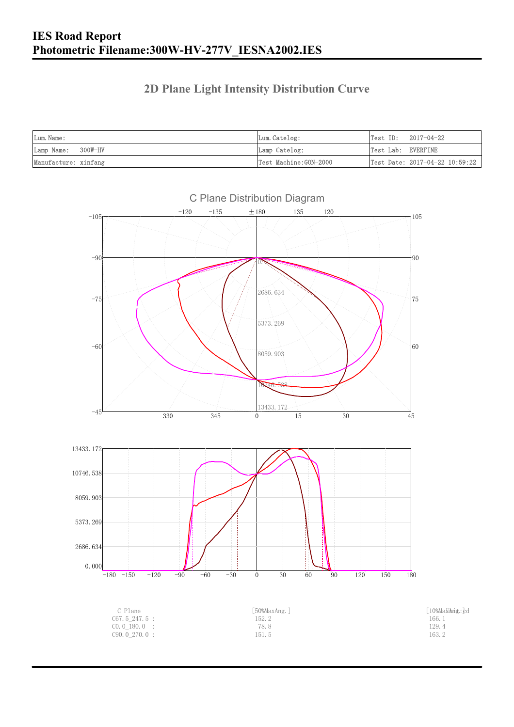# IES Road Report
## Photometric Filename:300W-HV-277V_IESNA2002.IES

### 2D Plane Light Intensity Distribution Curve

| Lum.Name: | Lum.Catelog: | Test ID: 2017-04-22 |
|---|---|---|
| Lamp Name: 300W-HV | Lamp Catelog: | Test Lab: EVERFINE |
| Manufacture: xinfang | Test Machine:GON-2000 | Test Date: 2017-04-22 10:59:22 |

C Plane Distribution Diagram

| C Plane | [50%MaxAng.] | [10%MaxAng.] |
|---|---|---|
| C67.5_247.5 : | 152.2 | 166.1 |
| C0.0_180.0 : | 78.8 | 129.4 |
| C90.0_270.0 : | 151.5 | 163.2 |

Unit:cd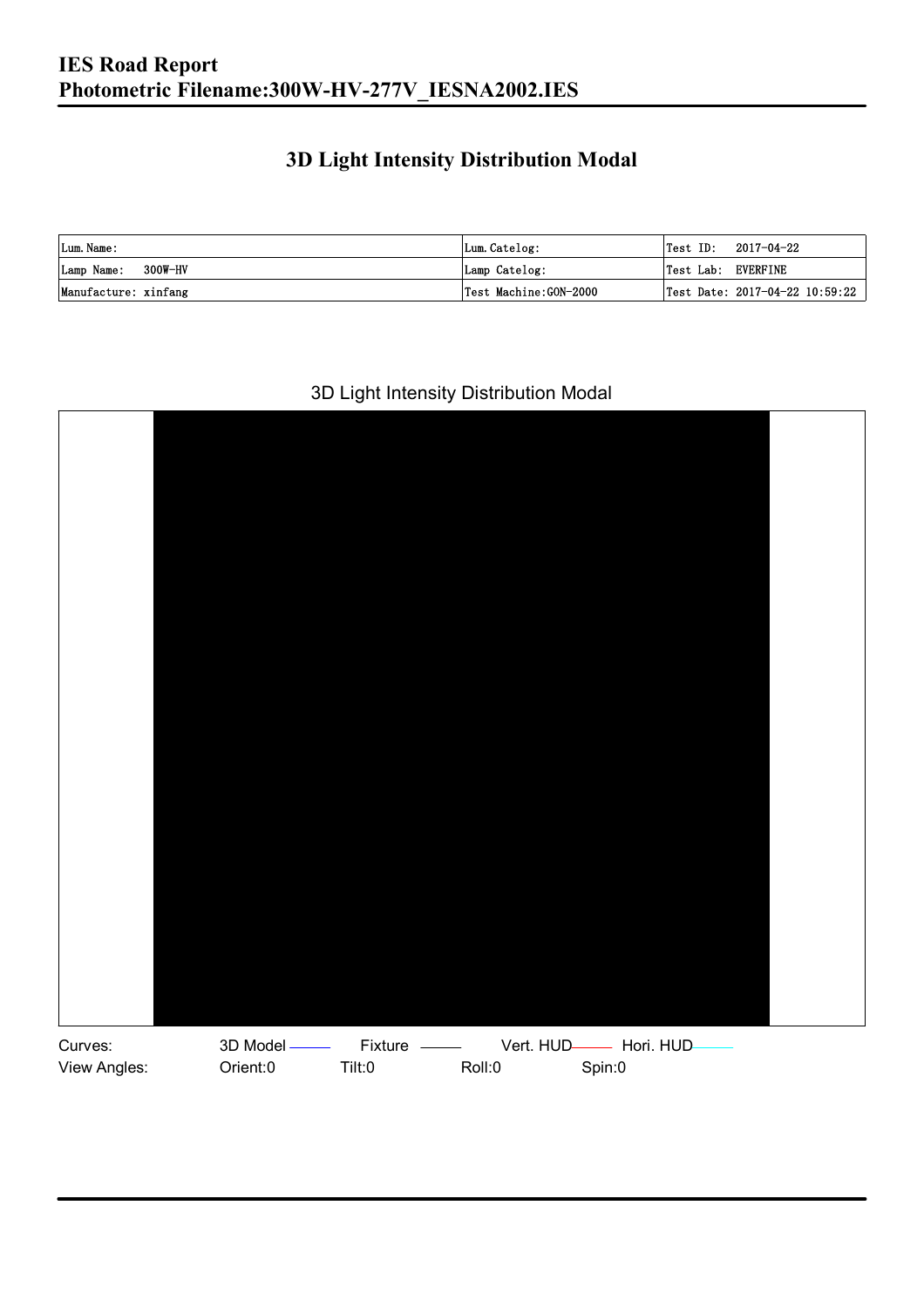# IES Road Report
# Photometric Filename:300W-HV-277V_IESNA2002.IES

## 3D Light Intensity Distribution Modal

| Lum. Name: | Lum. Catelog: | Test ID: 2017-04-22 |
|---|---|---|
| Lamp Name: 300W-HV | Lamp Catelog: | Test Lab: EVERFINE |
| Manufacture: xinfang | Test Machine:GON-2000 | Test Date: 2017-04-22 10:59:22 |

3D Light Intensity Distribution Modal

Curves: 3D Model Fixture Vert. HUD Hori. HUD

View Angles: Orient:0 Tilt:0 Roll:0 Spin:0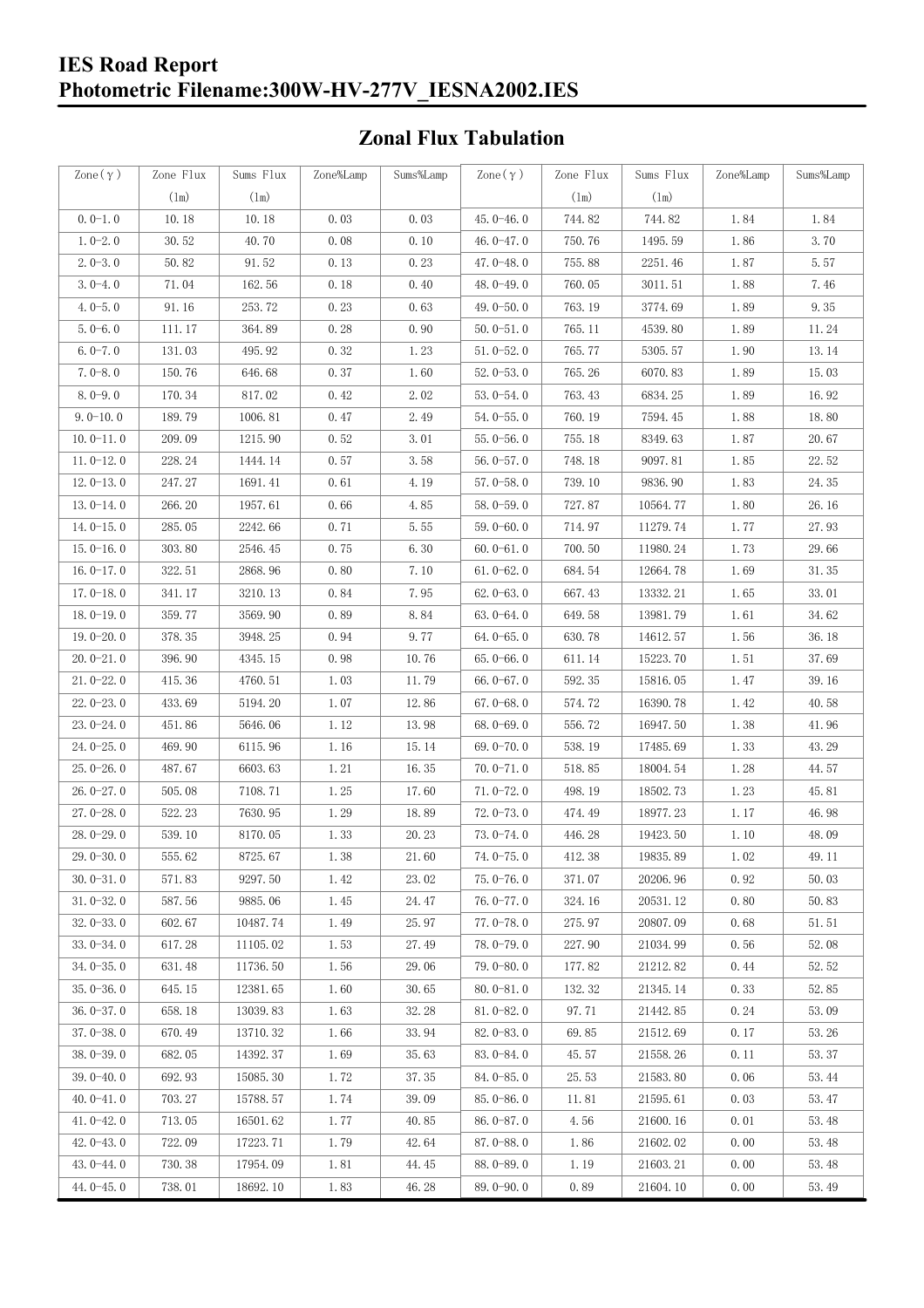## Zonal Flux Tabulation

| Zone(γ) | Zone Flux (lm) | Sums Flux (lm) | Zone%Lamp | Sums%Lamp | Zone(γ) | Zone Flux (lm) | Sums Flux (lm) | Zone%Lamp | Sums%Lamp |
|---|---|---|---|---|---|---|---|---|---|
| 0.0-1.0 | 10.18 | 10.18 | 0.03 | 0.03 | 45.0-46.0 | 744.82 | 744.82 | 1.84 | 1.84 |
| 1.0-2.0 | 30.52 | 40.70 | 0.08 | 0.10 | 46.0-47.0 | 750.76 | 1495.59 | 1.86 | 3.70 |
| 2.0-3.0 | 50.82 | 91.52 | 0.13 | 0.23 | 47.0-48.0 | 755.88 | 2251.46 | 1.87 | 5.57 |
| 3.0-4.0 | 71.04 | 162.56 | 0.18 | 0.40 | 48.0-49.0 | 760.05 | 3011.51 | 1.88 | 7.46 |
| 4.0-5.0 | 91.16 | 253.72 | 0.23 | 0.63 | 49.0-50.0 | 763.19 | 3774.69 | 1.89 | 9.35 |
| 5.0-6.0 | 111.17 | 364.89 | 0.28 | 0.90 | 50.0-51.0 | 765.11 | 4539.80 | 1.89 | 11.24 |
| 6.0-7.0 | 131.03 | 495.92 | 0.32 | 1.23 | 51.0-52.0 | 765.77 | 5305.57 | 1.90 | 13.14 |
| 7.0-8.0 | 150.76 | 646.68 | 0.37 | 1.60 | 52.0-53.0 | 765.26 | 6070.83 | 1.89 | 15.03 |
| 8.0-9.0 | 170.34 | 817.02 | 0.42 | 2.02 | 53.0-54.0 | 763.43 | 6834.25 | 1.89 | 16.92 |
| 9.0-10.0 | 189.79 | 1006.81 | 0.47 | 2.49 | 54.0-55.0 | 760.19 | 7594.45 | 1.88 | 18.80 |
| 10.0-11.0 | 209.09 | 1215.90 | 0.52 | 3.01 | 55.0-56.0 | 755.18 | 8349.63 | 1.87 | 20.67 |
| 11.0-12.0 | 228.24 | 1444.14 | 0.57 | 3.58 | 56.0-57.0 | 748.18 | 9097.81 | 1.85 | 22.52 |
| 12.0-13.0 | 247.27 | 1691.41 | 0.61 | 4.19 | 57.0-58.0 | 739.10 | 9836.90 | 1.83 | 24.35 |
| 13.0-14.0 | 266.20 | 1957.61 | 0.66 | 4.85 | 58.0-59.0 | 727.87 | 10564.77 | 1.80 | 26.16 |
| 14.0-15.0 | 285.05 | 2242.66 | 0.71 | 5.55 | 59.0-60.0 | 714.97 | 11279.74 | 1.77 | 27.93 |
| 15.0-16.0 | 303.80 | 2546.45 | 0.75 | 6.30 | 60.0-61.0 | 700.50 | 11980.24 | 1.73 | 29.66 |
| 16.0-17.0 | 322.51 | 2868.96 | 0.80 | 7.10 | 61.0-62.0 | 684.54 | 12664.78 | 1.69 | 31.35 |
| 17.0-18.0 | 341.17 | 3210.13 | 0.84 | 7.95 | 62.0-63.0 | 667.43 | 13332.21 | 1.65 | 33.01 |
| 18.0-19.0 | 359.77 | 3569.90 | 0.89 | 8.84 | 63.0-64.0 | 649.58 | 13981.79 | 1.61 | 34.62 |
| 19.0-20.0 | 378.35 | 3948.25 | 0.94 | 9.77 | 64.0-65.0 | 630.78 | 14612.57 | 1.56 | 36.18 |
| 20.0-21.0 | 396.90 | 4345.15 | 0.98 | 10.76 | 65.0-66.0 | 611.14 | 15223.70 | 1.51 | 37.69 |
| 21.0-22.0 | 415.36 | 4760.51 | 1.03 | 11.79 | 66.0-67.0 | 592.35 | 15816.05 | 1.47 | 39.16 |
| 22.0-23.0 | 433.69 | 5194.20 | 1.07 | 12.86 | 67.0-68.0 | 574.72 | 16390.78 | 1.42 | 40.58 |
| 23.0-24.0 | 451.86 | 5646.06 | 1.12 | 13.98 | 68.0-69.0 | 556.72 | 16947.50 | 1.38 | 41.96 |
| 24.0-25.0 | 469.90 | 6115.96 | 1.16 | 15.14 | 69.0-70.0 | 538.19 | 17485.69 | 1.33 | 43.29 |
| 25.0-26.0 | 487.67 | 6603.63 | 1.21 | 16.35 | 70.0-71.0 | 518.85 | 18004.54 | 1.28 | 44.57 |
| 26.0-27.0 | 505.08 | 7108.71 | 1.25 | 17.60 | 71.0-72.0 | 498.19 | 18502.73 | 1.23 | 45.81 |
| 27.0-28.0 | 522.23 | 7630.95 | 1.29 | 18.89 | 72.0-73.0 | 474.49 | 18977.23 | 1.17 | 46.98 |
| 28.0-29.0 | 539.10 | 8170.05 | 1.33 | 20.23 | 73.0-74.0 | 446.28 | 19423.50 | 1.10 | 48.09 |
| 29.0-30.0 | 555.62 | 8725.67 | 1.38 | 21.60 | 74.0-75.0 | 412.38 | 19835.89 | 1.02 | 49.11 |
| 30.0-31.0 | 571.83 | 9297.50 | 1.42 | 23.02 | 75.0-76.0 | 371.07 | 20206.96 | 0.92 | 50.03 |
| 31.0-32.0 | 587.56 | 9885.06 | 1.45 | 24.47 | 76.0-77.0 | 324.16 | 20531.12 | 0.80 | 50.83 |
| 32.0-33.0 | 602.67 | 10487.74 | 1.49 | 25.97 | 77.0-78.0 | 275.97 | 20807.09 | 0.68 | 51.51 |
| 33.0-34.0 | 617.28 | 11105.02 | 1.53 | 27.49 | 78.0-79.0 | 227.90 | 21034.99 | 0.56 | 52.08 |
| 34.0-35.0 | 631.48 | 11736.50 | 1.56 | 29.06 | 79.0-80.0 | 177.82 | 21212.82 | 0.44 | 52.52 |
| 35.0-36.0 | 645.15 | 12381.65 | 1.60 | 30.65 | 80.0-81.0 | 132.32 | 21345.14 | 0.33 | 52.85 |
| 36.0-37.0 | 658.18 | 13039.83 | 1.63 | 32.28 | 81.0-82.0 | 97.71 | 21442.85 | 0.24 | 53.09 |
| 37.0-38.0 | 670.49 | 13710.32 | 1.66 | 33.94 | 82.0-83.0 | 69.85 | 21512.69 | 0.17 | 53.26 |
| 38.0-39.0 | 682.05 | 14392.37 | 1.69 | 35.63 | 83.0-84.0 | 45.57 | 21558.26 | 0.11 | 53.37 |
| 39.0-40.0 | 692.93 | 15085.30 | 1.72 | 37.35 | 84.0-85.0 | 25.53 | 21583.80 | 0.06 | 53.44 |
| 40.0-41.0 | 703.27 | 15788.57 | 1.74 | 39.09 | 85.0-86.0 | 11.81 | 21595.61 | 0.03 | 53.47 |
| 41.0-42.0 | 713.05 | 16501.62 | 1.77 | 40.85 | 86.0-87.0 | 4.56 | 21600.16 | 0.01 | 53.48 |
| 42.0-43.0 | 722.09 | 17223.71 | 1.79 | 42.64 | 87.0-88.0 | 1.86 | 21602.02 | 0.00 | 53.48 |
| 43.0-44.0 | 730.38 | 17954.09 | 1.81 | 44.45 | 88.0-89.0 | 1.19 | 21603.21 | 0.00 | 53.48 |
| 44.0-45.0 | 738.01 | 18692.10 | 1.83 | 46.28 | 89.0-90.0 | 0.89 | 21604.10 | 0.00 | 53.49 |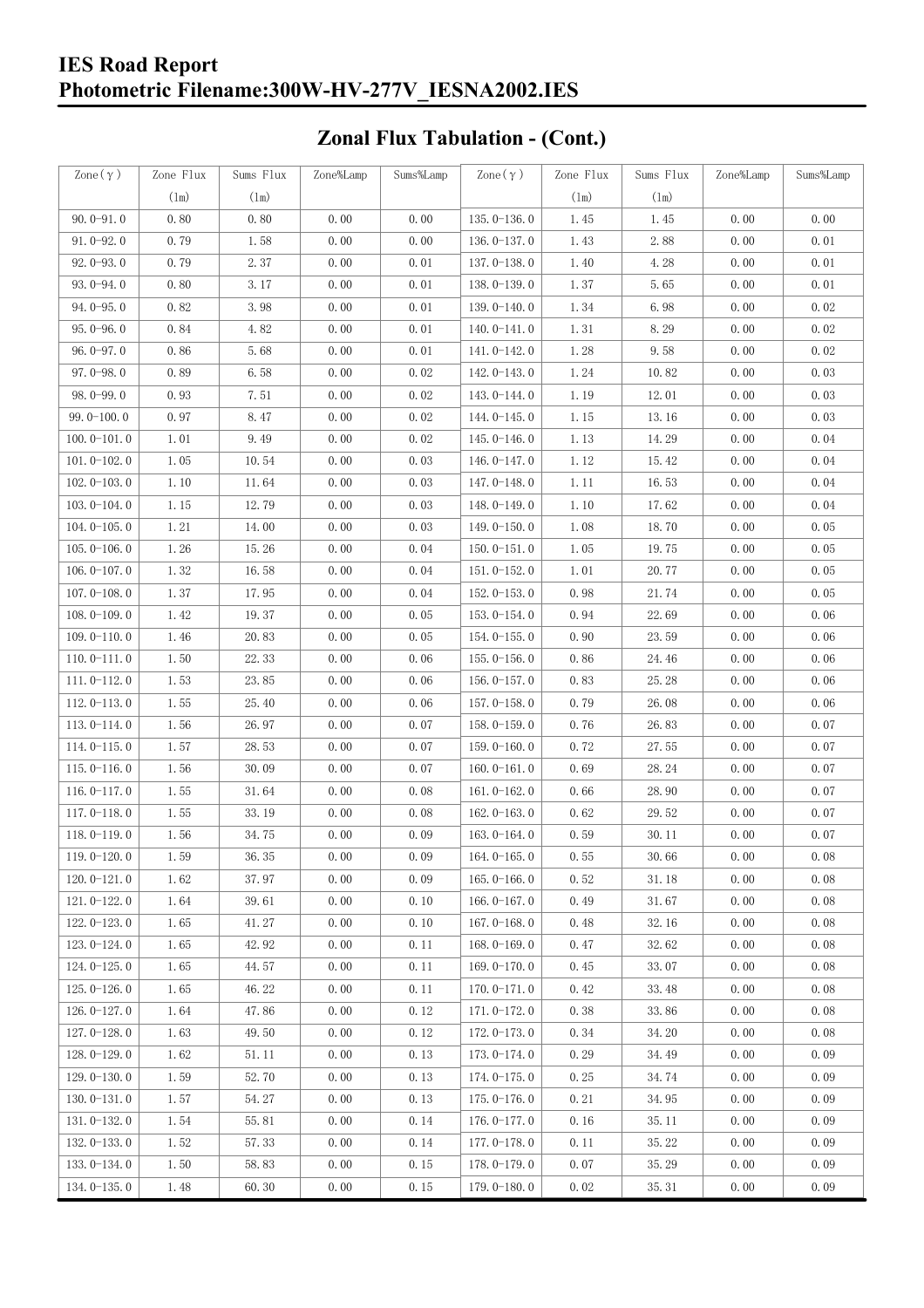## Zonal Flux Tabulation - (Cont.)

| Zone(γ) | Zone Flux (lm) | Sums Flux (lm) | Zone%Lamp | Sums%Lamp | Zone(γ) | Zone Flux (lm) | Sums Flux (lm) | Zone%Lamp | Sums%Lamp |
|---|---|---|---|---|---|---|---|---|---|
| 90.0-91.0 | 0.80 | 0.80 | 0.00 | 0.00 | 135.0-136.0 | 1.45 | 1.45 | 0.00 | 0.00 |
| 91.0-92.0 | 0.79 | 1.58 | 0.00 | 0.00 | 136.0-137.0 | 1.43 | 2.88 | 0.00 | 0.01 |
| 92.0-93.0 | 0.79 | 2.37 | 0.00 | 0.01 | 137.0-138.0 | 1.40 | 4.28 | 0.00 | 0.01 |
| 93.0-94.0 | 0.80 | 3.17 | 0.00 | 0.01 | 138.0-139.0 | 1.37 | 5.65 | 0.00 | 0.01 |
| 94.0-95.0 | 0.82 | 3.98 | 0.00 | 0.01 | 139.0-140.0 | 1.34 | 6.98 | 0.00 | 0.02 |
| 95.0-96.0 | 0.84 | 4.82 | 0.00 | 0.01 | 140.0-141.0 | 1.31 | 8.29 | 0.00 | 0.02 |
| 96.0-97.0 | 0.86 | 5.68 | 0.00 | 0.01 | 141.0-142.0 | 1.28 | 9.58 | 0.00 | 0.02 |
| 97.0-98.0 | 0.89 | 6.58 | 0.00 | 0.02 | 142.0-143.0 | 1.24 | 10.82 | 0.00 | 0.03 |
| 98.0-99.0 | 0.93 | 7.51 | 0.00 | 0.02 | 143.0-144.0 | 1.19 | 12.01 | 0.00 | 0.03 |
| 99.0-100.0 | 0.97 | 8.47 | 0.00 | 0.02 | 144.0-145.0 | 1.15 | 13.16 | 0.00 | 0.03 |
| 100.0-101.0 | 1.01 | 9.49 | 0.00 | 0.02 | 145.0-146.0 | 1.13 | 14.29 | 0.00 | 0.04 |
| 101.0-102.0 | 1.05 | 10.54 | 0.00 | 0.03 | 146.0-147.0 | 1.12 | 15.42 | 0.00 | 0.04 |
| 102.0-103.0 | 1.10 | 11.64 | 0.00 | 0.03 | 147.0-148.0 | 1.11 | 16.53 | 0.00 | 0.04 |
| 103.0-104.0 | 1.15 | 12.79 | 0.00 | 0.03 | 148.0-149.0 | 1.10 | 17.62 | 0.00 | 0.04 |
| 104.0-105.0 | 1.21 | 14.00 | 0.00 | 0.03 | 149.0-150.0 | 1.08 | 18.70 | 0.00 | 0.05 |
| 105.0-106.0 | 1.26 | 15.26 | 0.00 | 0.04 | 150.0-151.0 | 1.05 | 19.75 | 0.00 | 0.05 |
| 106.0-107.0 | 1.32 | 16.58 | 0.00 | 0.04 | 151.0-152.0 | 1.01 | 20.77 | 0.00 | 0.05 |
| 107.0-108.0 | 1.37 | 17.95 | 0.00 | 0.04 | 152.0-153.0 | 0.98 | 21.74 | 0.00 | 0.05 |
| 108.0-109.0 | 1.42 | 19.37 | 0.00 | 0.05 | 153.0-154.0 | 0.94 | 22.69 | 0.00 | 0.06 |
| 109.0-110.0 | 1.46 | 20.83 | 0.00 | 0.05 | 154.0-155.0 | 0.90 | 23.59 | 0.00 | 0.06 |
| 110.0-111.0 | 1.50 | 22.33 | 0.00 | 0.06 | 155.0-156.0 | 0.86 | 24.46 | 0.00 | 0.06 |
| 111.0-112.0 | 1.53 | 23.85 | 0.00 | 0.06 | 156.0-157.0 | 0.83 | 25.28 | 0.00 | 0.06 |
| 112.0-113.0 | 1.55 | 25.40 | 0.00 | 0.06 | 157.0-158.0 | 0.79 | 26.08 | 0.00 | 0.06 |
| 113.0-114.0 | 1.56 | 26.97 | 0.00 | 0.07 | 158.0-159.0 | 0.76 | 26.83 | 0.00 | 0.07 |
| 114.0-115.0 | 1.57 | 28.53 | 0.00 | 0.07 | 159.0-160.0 | 0.72 | 27.55 | 0.00 | 0.07 |
| 115.0-116.0 | 1.56 | 30.09 | 0.00 | 0.07 | 160.0-161.0 | 0.69 | 28.24 | 0.00 | 0.07 |
| 116.0-117.0 | 1.55 | 31.64 | 0.00 | 0.08 | 161.0-162.0 | 0.66 | 28.90 | 0.00 | 0.07 |
| 117.0-118.0 | 1.55 | 33.19 | 0.00 | 0.08 | 162.0-163.0 | 0.62 | 29.52 | 0.00 | 0.07 |
| 118.0-119.0 | 1.56 | 34.75 | 0.00 | 0.09 | 163.0-164.0 | 0.59 | 30.11 | 0.00 | 0.07 |
| 119.0-120.0 | 1.59 | 36.35 | 0.00 | 0.09 | 164.0-165.0 | 0.55 | 30.66 | 0.00 | 0.08 |
| 120.0-121.0 | 1.62 | 37.97 | 0.00 | 0.09 | 165.0-166.0 | 0.52 | 31.18 | 0.00 | 0.08 |
| 121.0-122.0 | 1.64 | 39.61 | 0.00 | 0.10 | 166.0-167.0 | 0.49 | 31.67 | 0.00 | 0.08 |
| 122.0-123.0 | 1.65 | 41.27 | 0.00 | 0.10 | 167.0-168.0 | 0.48 | 32.16 | 0.00 | 0.08 |
| 123.0-124.0 | 1.65 | 42.92 | 0.00 | 0.11 | 168.0-169.0 | 0.47 | 32.62 | 0.00 | 0.08 |
| 124.0-125.0 | 1.65 | 44.57 | 0.00 | 0.11 | 169.0-170.0 | 0.45 | 33.07 | 0.00 | 0.08 |
| 125.0-126.0 | 1.65 | 46.22 | 0.00 | 0.11 | 170.0-171.0 | 0.42 | 33.48 | 0.00 | 0.08 |
| 126.0-127.0 | 1.64 | 47.86 | 0.00 | 0.12 | 171.0-172.0 | 0.38 | 33.86 | 0.00 | 0.08 |
| 127.0-128.0 | 1.63 | 49.50 | 0.00 | 0.12 | 172.0-173.0 | 0.34 | 34.20 | 0.00 | 0.08 |
| 128.0-129.0 | 1.62 | 51.11 | 0.00 | 0.13 | 173.0-174.0 | 0.29 | 34.49 | 0.00 | 0.09 |
| 129.0-130.0 | 1.59 | 52.70 | 0.00 | 0.13 | 174.0-175.0 | 0.25 | 34.74 | 0.00 | 0.09 |
| 130.0-131.0 | 1.57 | 54.27 | 0.00 | 0.13 | 175.0-176.0 | 0.21 | 34.95 | 0.00 | 0.09 |
| 131.0-132.0 | 1.54 | 55.81 | 0.00 | 0.14 | 176.0-177.0 | 0.16 | 35.11 | 0.00 | 0.09 |
| 132.0-133.0 | 1.52 | 57.33 | 0.00 | 0.14 | 177.0-178.0 | 0.11 | 35.22 | 0.00 | 0.09 |
| 133.0-134.0 | 1.50 | 58.83 | 0.00 | 0.15 | 178.0-179.0 | 0.07 | 35.29 | 0.00 | 0.09 |
| 134.0-135.0 | 1.48 | 60.30 | 0.00 | 0.15 | 179.0-180.0 | 0.02 | 35.31 | 0.00 | 0.09 |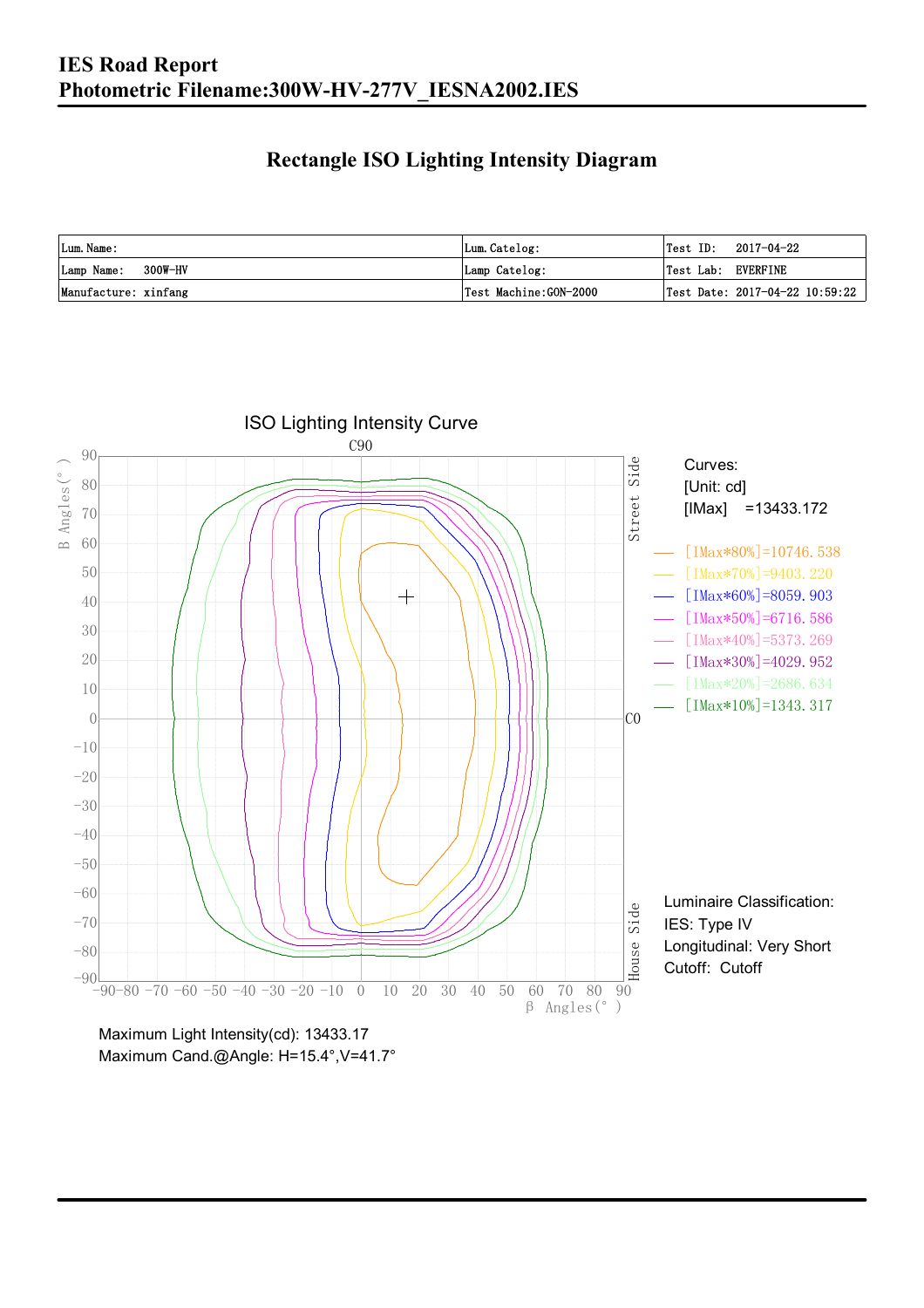# IES Road Report
# Photometric Filename:300W-HV-277V_IESNA2002.IES

## Rectangle ISO Lighting Intensity Diagram

| Lum. Name: | Lum. Catelog: | Test ID: 2017-04-22 |
|---|---|---|
| Lamp Name: 300W-HV | Lamp Catelog: | Test Lab: EVERFINE |
| Manufacture: xinfang | Test Machine:GON-2000 | Test Date: 2017-04-22 10:59:22 |

ISO Lighting Intensity Curve

Curves:
[Unit: cd]
[IMax] =13433.172

- [IMax*80%]=10746.538
- [IMax*70%]=9403.220
- [IMax*60%]=8059.903
- [IMax*50%]=6716.586
- [IMax*40%]=5373.269
- [IMax*30%]=4029.952
- [IMax*20%]=2686.634
- [IMax*10%]=1343.317

Luminaire Classification:
IES: Type IV
Longitudinal: Very Short
Cutoff: Cutoff

Maximum Light Intensity(cd): 13433.17
Maximum Cand.@Angle: H=15.4°,V=41.7°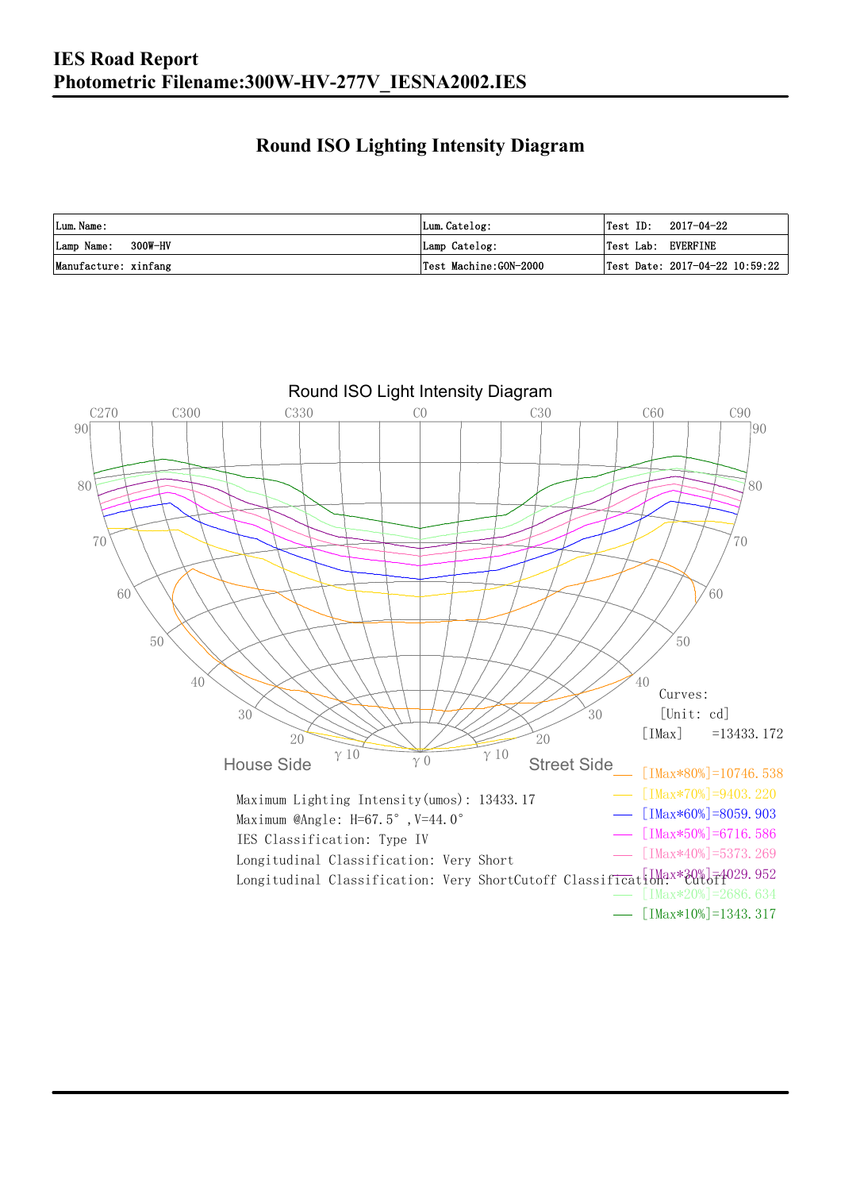# IES Road Report

## Photometric Filename:300W-HV-277V_IESNA2002.IES

## Round ISO Lighting Intensity Diagram

| Lum. Name: | Lum. Catelog: | Test ID: 2017-04-22 |
|---|---|---|
| Lamp Name: 300W-HV | Lamp Catelog: | Test Lab: EVERFINE |
| Manufacture: xinfang | Test Machine:GON-2000 | Test Date: 2017-04-22 10:59:22 |

Round ISO Light Intensity Diagram

House Side

Street Side

Curves:
[Unit: cd]
[IMax] =13433.172

[IMax*80%]=10746.538
[IMax*70%]=9403.220
[IMax*60%]=8059.903
[IMax*50%]=6716.586
[IMax*40%]=5373.269
[IMax*30%]=4029.952
[IMax*20%]=2686.634
[IMax*10%]=1343.317

Maximum Lighting Intensity(umos): 13433.17
Maximum @Angle: H=67.5°, V=44.0°
IES Classification: Type IV
Longitudinal Classification: Very Short
Longitudinal Classification: Very ShortCutoff Classification: Cutoff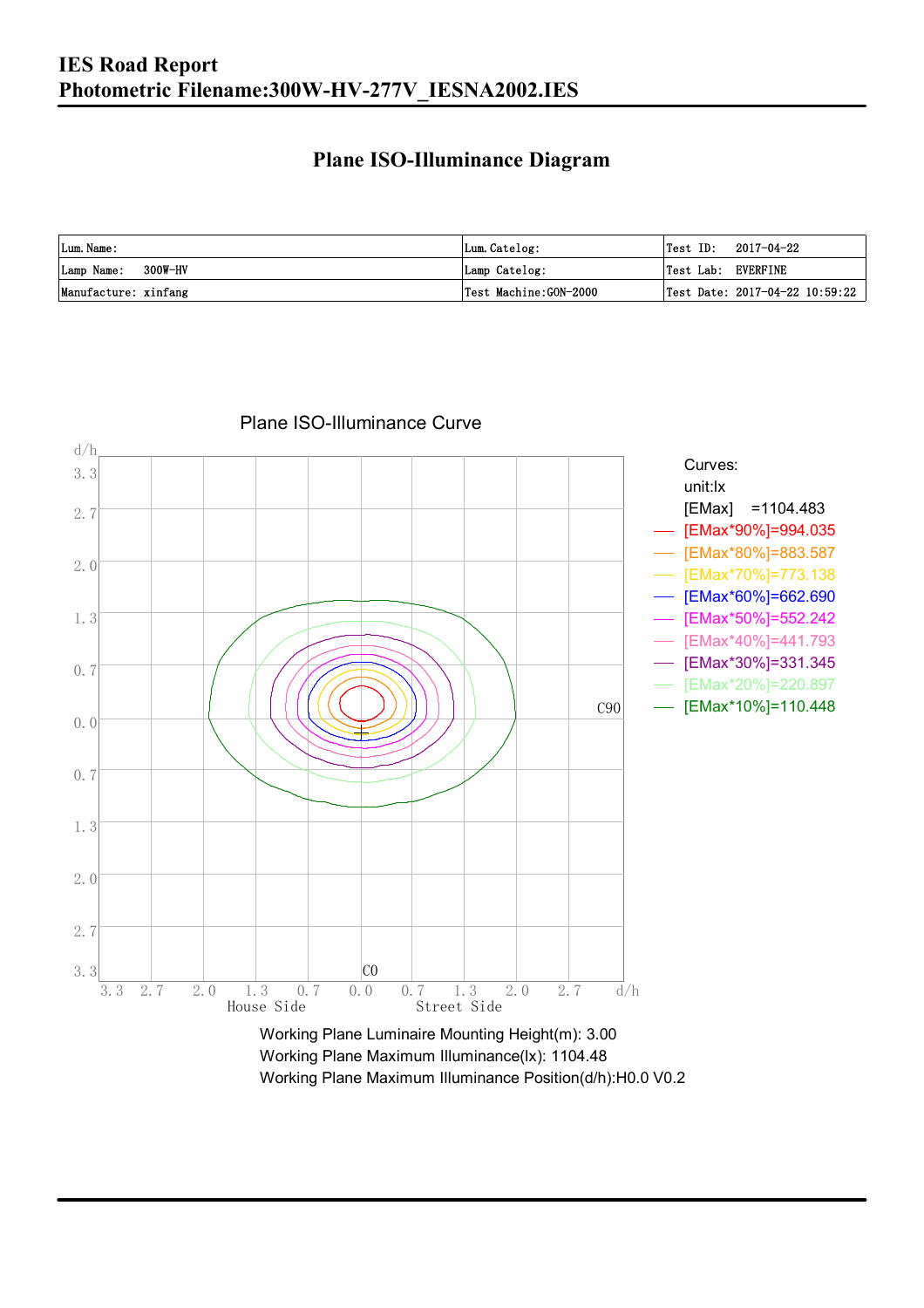# IES Road Report
## Photometric Filename:300W-HV-277V_IESNA2002.IES

### Plane ISO-Illuminance Diagram

| Lum. Name: | Lum. Catelog: | Test ID: 2017-04-22 |
|---|---|---|
| Lamp Name: 300W-HV | Lamp Catelog: | Test Lab: EVERFINE |
| Manufacture: xinfang | Test Machine:GON-2000 | Test Date: 2017-04-22 10:59:22 |

Plane ISO-Illuminance Curve

Curves:
unit:lx
[EMax] =1104.483
[EMax*90%]=994.035
[EMax*80%]=883.587
[EMax*70%]=773.138
[EMax*60%]=662.690
[EMax*50%]=552.242
[EMax*40%]=441.793
[EMax*30%]=331.345
[EMax*20%]=220.897
[EMax*10%]=110.448

Working Plane Luminaire Mounting Height(m): 3.00
Working Plane Maximum Illuminance(lx): 1104.48
Working Plane Maximum Illuminance Position(d/h):H0.0 V0.2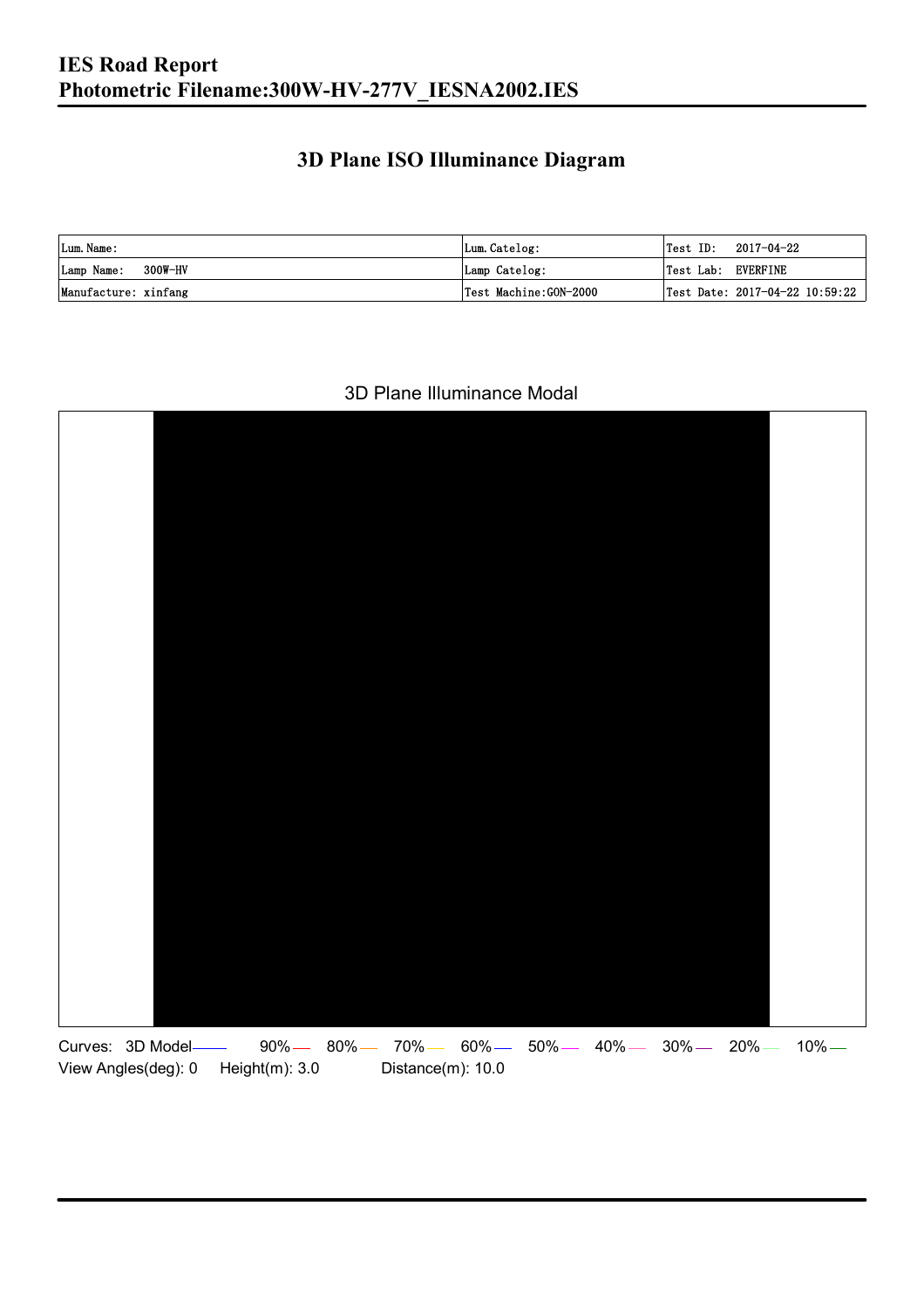# IES Road Report
# Photometric Filename:300W-HV-277V_IESNA2002.IES

## 3D Plane ISO Illuminance Diagram

| Lum. Name: | Lum. Catelog: | Test ID: 2017-04-22 |
|---|---|---|
| Lamp Name: 300W-HV | Lamp Catelog: | Test Lab: EVERFINE |
| Manufacture: xinfang | Test Machine:GON-2000 | Test Date: 2017-04-22 10:59:22 |

3D Plane Illuminance Modal

Curves: 3D Model 90% 80% 70% 60% 50% 40% 30% 20% 10%

View Angles(deg): 0 Height(m): 3.0 Distance(m): 10.0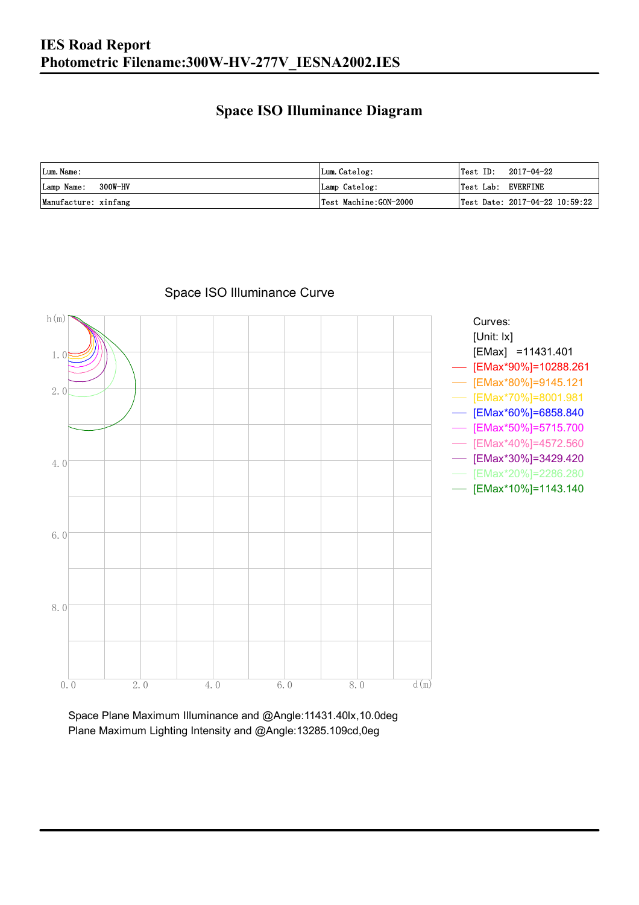# IES Road Report

**Photometric Filename:300W-HV-277V_IESNA2002.IES**

## Space ISO Illuminance Diagram

| Lum. Name: | Lum. Catelog: | Test ID: 2017-04-22 |
|---|---|---|
| Lamp Name: 300W-HV | Lamp Catelog: | Test Lab: EVERFINE |
| Manufacture: xinfang | Test Machine:GON-2000 | Test Date: 2017-04-22 10:59:22 |

Space ISO Illuminance Curve

Curves:
[Unit: lx]
[EMax] =11431.401
[EMax*90%]=10288.261
[EMax*80%]=9145.121
[EMax*70%]=8001.981
[EMax*60%]=6858.840
[EMax*50%]=5715.700
[EMax*40%]=4572.560
[EMax*30%]=3429.420
[EMax*20%]=2286.280
[EMax*10%]=1143.140

Space Plane Maximum Illuminance and @Angle:11431.40lx,10.0deg
Plane Maximum Lighting Intensity and @Angle:13285.109cd,0eg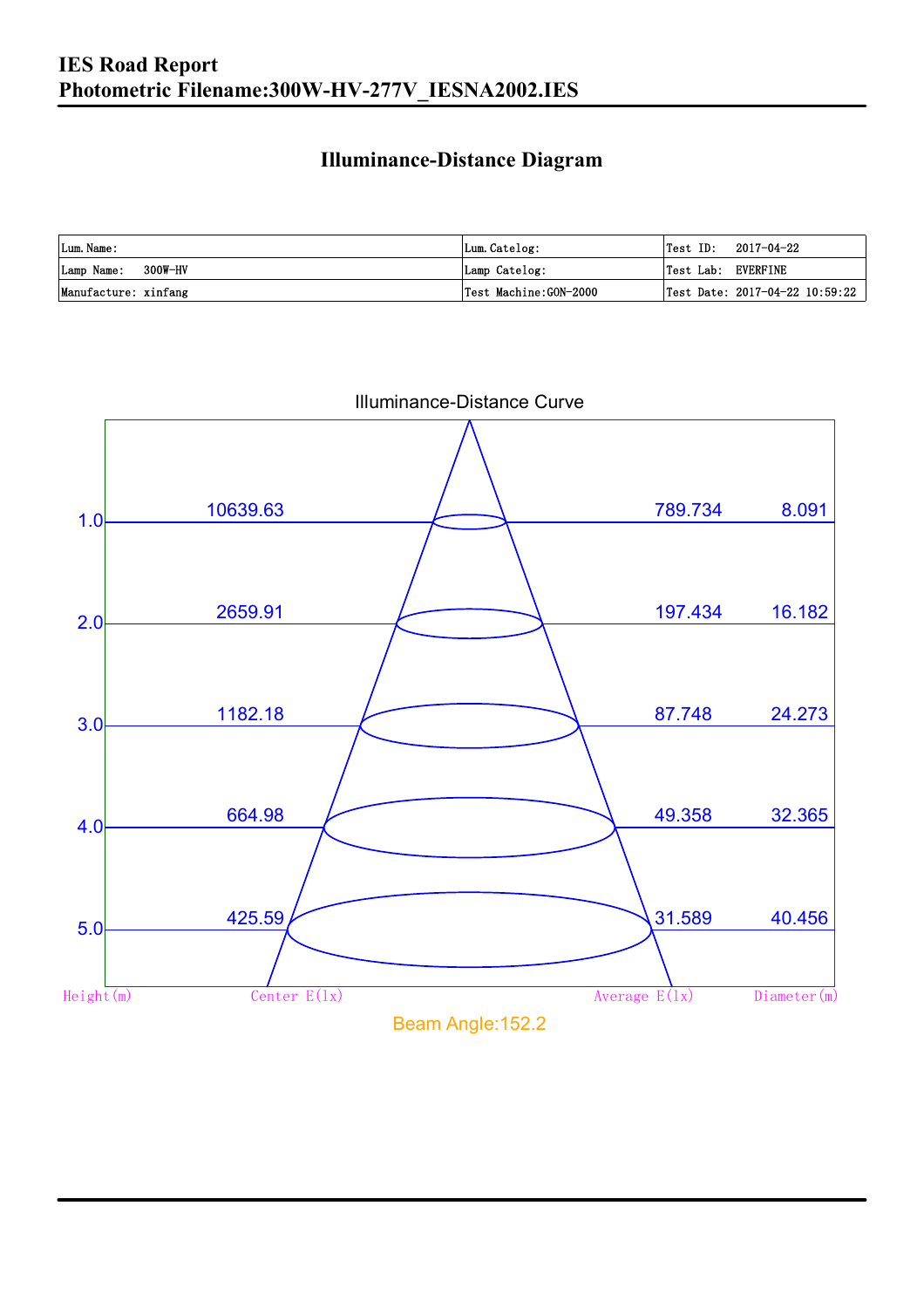# IES Road Report

## Photometric Filename:300W-HV-277V_IESNA2002.IES

### Illuminance-Distance Diagram

| Lum. Name: | Lum. Catelog: | Test ID: 2017-04-22 |
|---|---|---|
| Lamp Name: 300W-HV | Lamp Catelog: | Test Lab: EVERFINE |
| Manufacture: xinfang | Test Machine:GON-2000 | Test Date: 2017-04-22 10:59:22 |

Illuminance-Distance Curve

| Height(m) | Center E(lx) | Average E(lx) | Diameter(m) |
|---|---|---|---|
| 1.0 | 10639.63 | 789.734 | 8.091 |
| 2.0 | 2659.91 | 197.434 | 16.182 |
| 3.0 | 1182.18 | 87.748 | 24.273 |
| 4.0 | 664.98 | 49.358 | 32.365 |
| 5.0 | 425.59 | 31.589 | 40.456 |

Beam Angle:152.2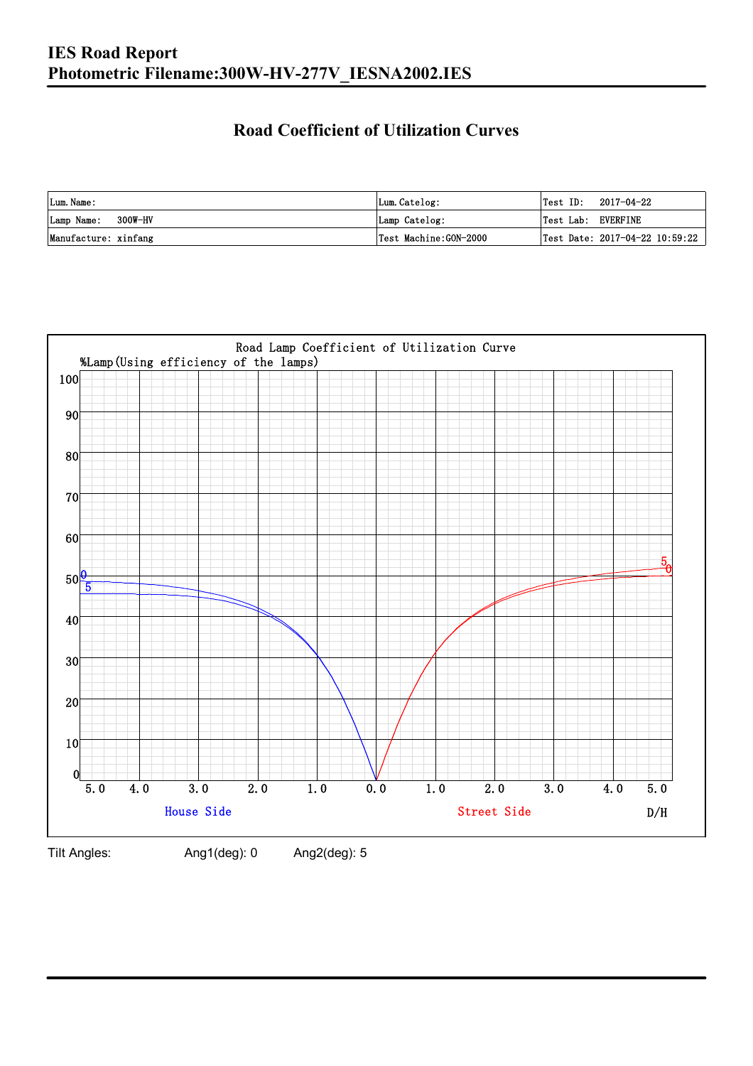# IES Road Report
**Photometric Filename:300W-HV-277V_IESNA2002.IES**

## Road Coefficient of Utilization Curves

| Lum. Name: | Lum. Catelog: | Test ID: 2017-04-22 |
|---|---|---|
| Lamp Name: 300W-HV | Lamp Catelog: | Test Lab: EVERFINE |
| Manufacture: xinfang | Test Machine:GON-2000 | Test Date: 2017-04-22 10:59:22 |

Road Lamp Coefficient of Utilization Curve

%Lamp(Using efficiency of the lamps)

House Side | Street Side | D/H

Tilt Angles: Ang1(deg): 0 Ang2(deg): 5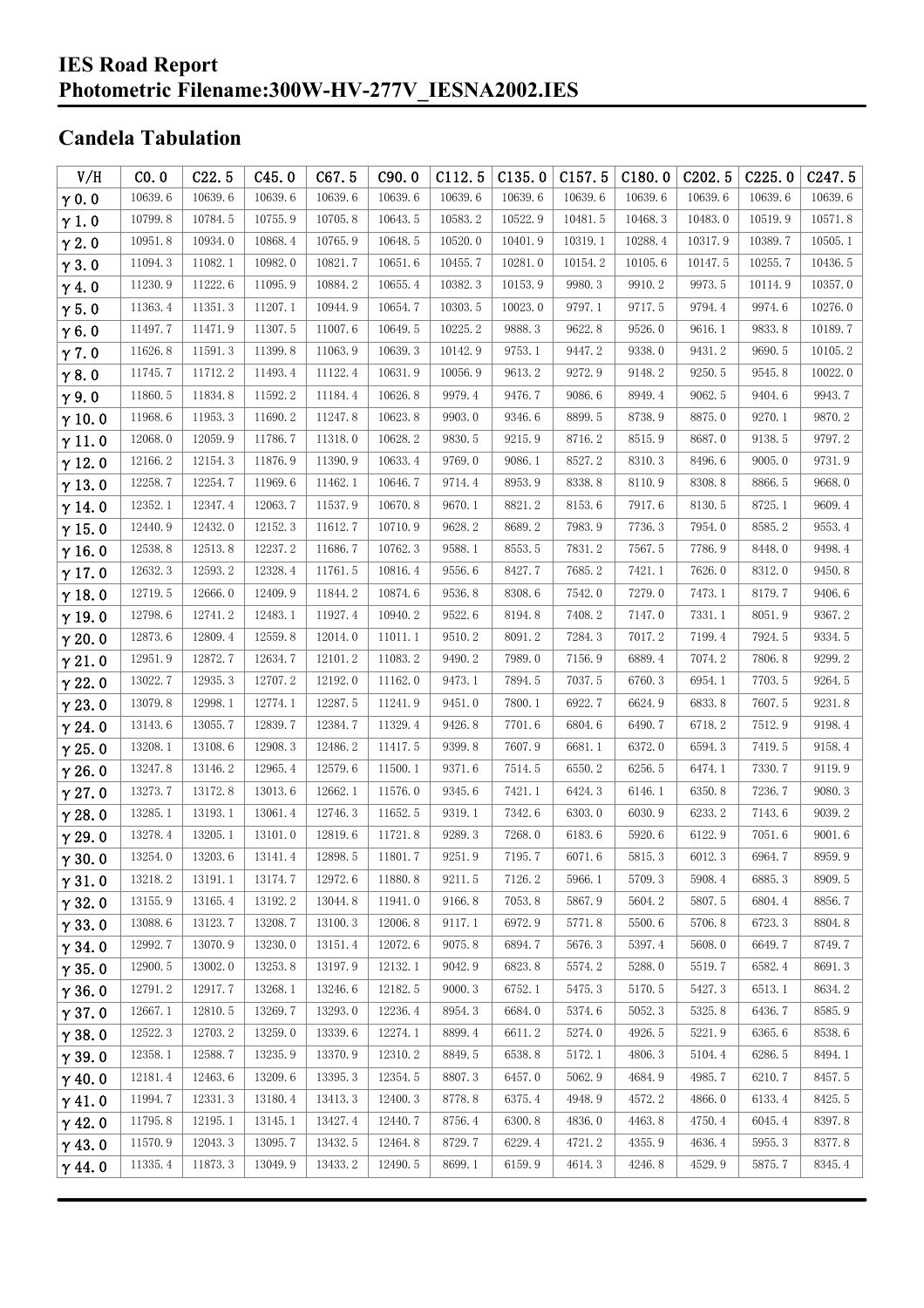# IES Road Report
# Photometric Filename:300W-HV-277V_IESNA2002.IES

## Candela Tabulation

| V/H | C0.0 | C22.5 | C45.0 | C67.5 | C90.0 | C112.5 | C135.0 | C157.5 | C180.0 | C202.5 | C225.0 | C247.5 |
|---|---|---|---|---|---|---|---|---|---|---|---|---|
| γ0.0 | 10639.6 | 10639.6 | 10639.6 | 10639.6 | 10639.6 | 10639.6 | 10639.6 | 10639.6 | 10639.6 | 10639.6 | 10639.6 | 10639.6 |
| γ1.0 | 10799.8 | 10784.5 | 10755.9 | 10705.8 | 10643.5 | 10583.2 | 10522.9 | 10481.5 | 10468.3 | 10483.0 | 10519.9 | 10571.8 |
| γ2.0 | 10951.8 | 10934.0 | 10868.4 | 10765.9 | 10648.5 | 10520.0 | 10401.9 | 10319.1 | 10288.4 | 10317.9 | 10389.7 | 10505.1 |
| γ3.0 | 11094.3 | 11082.1 | 10982.0 | 10821.7 | 10651.6 | 10455.7 | 10281.0 | 10154.2 | 10105.6 | 10147.5 | 10255.7 | 10436.5 |
| γ4.0 | 11230.9 | 11222.6 | 11095.9 | 10884.2 | 10655.4 | 10382.3 | 10153.9 | 9980.3 | 9910.2 | 9973.5 | 10114.9 | 10357.0 |
| γ5.0 | 11363.4 | 11351.3 | 11207.1 | 10944.9 | 10654.7 | 10303.5 | 10023.0 | 9797.1 | 9717.5 | 9794.4 | 9974.6 | 10276.0 |
| γ6.0 | 11497.7 | 11471.9 | 11307.5 | 11007.6 | 10649.5 | 10225.2 | 9888.3 | 9622.8 | 9526.0 | 9616.1 | 9833.8 | 10189.7 |
| γ7.0 | 11626.8 | 11591.3 | 11399.8 | 11063.9 | 10639.3 | 10142.9 | 9753.1 | 9447.2 | 9338.0 | 9431.2 | 9690.5 | 10105.2 |
| γ8.0 | 11745.7 | 11712.2 | 11493.4 | 11122.4 | 10631.9 | 10056.9 | 9613.2 | 9272.9 | 9148.2 | 9250.5 | 9545.8 | 10022.0 |
| γ9.0 | 11860.5 | 11834.8 | 11592.2 | 11184.4 | 10626.8 | 9979.4 | 9476.7 | 9086.6 | 8949.4 | 9062.5 | 9404.6 | 9943.7 |
| γ10.0 | 11968.6 | 11953.3 | 11690.2 | 11247.8 | 10623.8 | 9903.0 | 9346.6 | 8899.5 | 8738.9 | 8875.0 | 9270.1 | 9870.2 |
| γ11.0 | 12068.0 | 12059.9 | 11786.7 | 11318.0 | 10628.2 | 9830.5 | 9215.9 | 8716.2 | 8515.9 | 8687.0 | 9138.5 | 9797.2 |
| γ12.0 | 12166.2 | 12154.3 | 11876.9 | 11390.9 | 10633.4 | 9769.0 | 9086.1 | 8527.2 | 8310.3 | 8496.6 | 9005.0 | 9731.9 |
| γ13.0 | 12258.7 | 12254.7 | 11969.6 | 11462.1 | 10646.7 | 9714.4 | 8953.9 | 8338.8 | 8110.9 | 8308.8 | 8866.5 | 9668.0 |
| γ14.0 | 12352.1 | 12347.4 | 12063.7 | 11537.9 | 10670.8 | 9670.1 | 8821.2 | 8153.6 | 7917.6 | 8130.5 | 8725.1 | 9609.4 |
| γ15.0 | 12440.9 | 12432.0 | 12152.3 | 11612.7 | 10710.9 | 9628.2 | 8689.2 | 7983.9 | 7736.3 | 7954.0 | 8585.2 | 9553.4 |
| γ16.0 | 12538.8 | 12513.8 | 12237.2 | 11686.7 | 10762.3 | 9588.1 | 8553.5 | 7831.2 | 7567.5 | 7786.9 | 8448.0 | 9498.4 |
| γ17.0 | 12632.3 | 12593.2 | 12328.4 | 11761.5 | 10816.4 | 9556.6 | 8427.7 | 7685.2 | 7421.1 | 7626.0 | 8312.0 | 9450.8 |
| γ18.0 | 12719.5 | 12666.0 | 12409.9 | 11844.2 | 10874.6 | 9536.8 | 8308.6 | 7542.0 | 7279.0 | 7473.1 | 8179.7 | 9406.6 |
| γ19.0 | 12798.6 | 12741.2 | 12483.1 | 11927.4 | 10940.2 | 9522.6 | 8194.8 | 7408.2 | 7147.0 | 7331.1 | 8051.9 | 9367.2 |
| γ20.0 | 12873.6 | 12809.4 | 12559.8 | 12014.0 | 11011.1 | 9510.2 | 8091.2 | 7284.3 | 7017.2 | 7199.4 | 7924.5 | 9334.5 |
| γ21.0 | 12951.9 | 12872.7 | 12634.7 | 12101.2 | 11083.2 | 9490.2 | 7989.0 | 7156.9 | 6889.4 | 7074.2 | 7806.8 | 9299.2 |
| γ22.0 | 13022.7 | 12935.3 | 12707.2 | 12192.0 | 11162.0 | 9473.1 | 7894.5 | 7037.5 | 6760.3 | 6954.1 | 7703.5 | 9264.5 |
| γ23.0 | 13079.8 | 12998.1 | 12774.1 | 12287.5 | 11241.9 | 9451.0 | 7800.1 | 6922.7 | 6624.9 | 6833.8 | 7607.5 | 9231.8 |
| γ24.0 | 13143.6 | 13055.7 | 12839.7 | 12384.7 | 11329.4 | 9426.8 | 7701.6 | 6804.6 | 6490.7 | 6718.2 | 7512.9 | 9198.4 |
| γ25.0 | 13208.1 | 13108.6 | 12908.3 | 12486.2 | 11417.5 | 9399.8 | 7607.9 | 6681.1 | 6372.0 | 6594.3 | 7419.5 | 9158.4 |
| γ26.0 | 13247.8 | 13146.2 | 12965.4 | 12579.6 | 11500.1 | 9371.6 | 7514.5 | 6550.2 | 6256.5 | 6474.1 | 7330.7 | 9119.9 |
| γ27.0 | 13273.7 | 13172.8 | 13013.6 | 12662.1 | 11576.0 | 9345.6 | 7421.1 | 6424.3 | 6146.1 | 6350.8 | 7236.7 | 9080.3 |
| γ28.0 | 13285.1 | 13193.1 | 13061.4 | 12746.3 | 11652.5 | 9319.1 | 7342.6 | 6303.0 | 6030.9 | 6233.2 | 7143.6 | 9039.2 |
| γ29.0 | 13278.4 | 13205.1 | 13101.0 | 12819.6 | 11721.8 | 9289.3 | 7268.0 | 6183.6 | 5920.6 | 6122.9 | 7051.6 | 9001.6 |
| γ30.0 | 13254.0 | 13203.6 | 13141.4 | 12898.5 | 11801.7 | 9251.9 | 7195.7 | 6071.6 | 5815.3 | 6012.3 | 6964.7 | 8959.9 |
| γ31.0 | 13218.2 | 13191.1 | 13174.7 | 12972.6 | 11880.8 | 9211.5 | 7126.2 | 5966.1 | 5709.3 | 5908.4 | 6885.3 | 8909.5 |
| γ32.0 | 13155.9 | 13165.4 | 13192.2 | 13044.8 | 11941.0 | 9166.8 | 7053.8 | 5867.9 | 5604.2 | 5807.5 | 6804.4 | 8856.7 |
| γ33.0 | 13088.6 | 13123.7 | 13208.7 | 13100.3 | 12006.8 | 9117.1 | 6972.9 | 5771.8 | 5500.6 | 5706.8 | 6723.3 | 8804.8 |
| γ34.0 | 12992.7 | 13070.9 | 13230.0 | 13151.4 | 12072.6 | 9075.8 | 6894.7 | 5676.3 | 5397.4 | 5608.0 | 6649.7 | 8749.7 |
| γ35.0 | 12900.5 | 13002.0 | 13253.8 | 13197.9 | 12132.1 | 9042.9 | 6823.8 | 5574.2 | 5288.0 | 5519.7 | 6582.4 | 8691.3 |
| γ36.0 | 12791.2 | 12917.7 | 13268.1 | 13246.6 | 12182.5 | 9000.3 | 6752.1 | 5475.3 | 5170.5 | 5427.3 | 6513.1 | 8634.2 |
| γ37.0 | 12667.1 | 12810.5 | 13269.7 | 13293.0 | 12236.4 | 8954.3 | 6684.0 | 5374.6 | 5052.3 | 5325.8 | 6436.7 | 8585.9 |
| γ38.0 | 12522.3 | 12703.2 | 13259.0 | 13339.6 | 12274.1 | 8899.4 | 6611.2 | 5274.0 | 4926.5 | 5221.9 | 6365.6 | 8538.6 |
| γ39.0 | 12358.1 | 12588.7 | 13235.9 | 13370.9 | 12310.2 | 8849.5 | 6538.8 | 5172.1 | 4806.3 | 5104.4 | 6286.5 | 8494.1 |
| γ40.0 | 12181.4 | 12463.6 | 13209.6 | 13395.3 | 12354.5 | 8807.3 | 6457.0 | 5062.9 | 4684.9 | 4985.7 | 6210.7 | 8457.5 |
| γ41.0 | 11994.7 | 12331.3 | 13180.4 | 13413.3 | 12400.3 | 8778.8 | 6375.4 | 4948.9 | 4572.2 | 4866.0 | 6133.4 | 8425.5 |
| γ42.0 | 11795.8 | 12195.1 | 13145.1 | 13427.4 | 12440.7 | 8756.4 | 6300.8 | 4836.0 | 4463.8 | 4750.4 | 6045.4 | 8397.8 |
| γ43.0 | 11570.9 | 12043.3 | 13095.7 | 13432.5 | 12464.8 | 8729.7 | 6229.4 | 4721.2 | 4355.9 | 4636.4 | 5955.3 | 8377.8 |
| γ44.0 | 11335.4 | 11873.3 | 13049.9 | 13433.2 | 12490.5 | 8699.1 | 6159.9 | 4614.3 | 4246.8 | 4529.9 | 5875.7 | 8345.4 |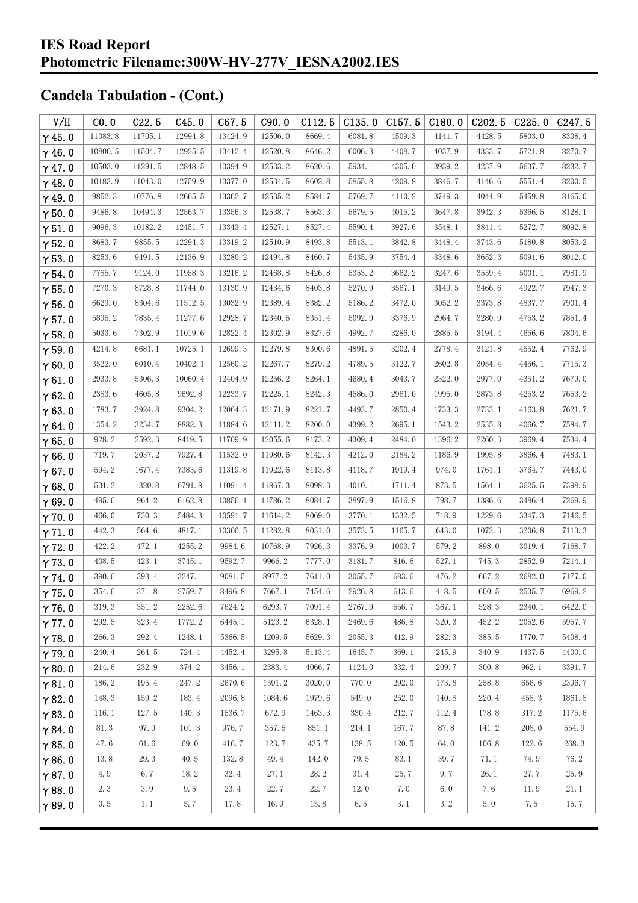# IES Road Report
# Photometric Filename:300W-HV-277V_IESNA2002.IES

## Candela Tabulation - (Cont.)

| V/H | C0.0 | C22.5 | C45.0 | C67.5 | C90.0 | C112.5 | C135.0 | C157.5 | C180.0 | C202.5 | C225.0 | C247.5 |
|---|---|---|---|---|---|---|---|---|---|---|---|---|
| γ 45.0 | 11083.8 | 11705.1 | 12994.8 | 13424.9 | 12506.0 | 8669.4 | 6081.8 | 4509.3 | 4141.7 | 4428.5 | 5803.0 | 8308.4 |
| γ 46.0 | 10800.5 | 11504.7 | 12925.5 | 13412.4 | 12520.8 | 8646.2 | 6006.3 | 4408.7 | 4037.9 | 4333.7 | 5721.8 | 8270.7 |
| γ 47.0 | 10503.0 | 11291.5 | 12848.5 | 13394.9 | 12533.2 | 8620.6 | 5934.1 | 4305.0 | 3939.2 | 4237.9 | 5637.7 | 8232.7 |
| γ 48.0 | 10183.9 | 11043.0 | 12759.9 | 13377.0 | 12534.5 | 8602.8 | 5855.8 | 4209.8 | 3846.7 | 4146.6 | 5551.4 | 8200.5 |
| γ 49.0 | 9852.3 | 10776.8 | 12665.5 | 13362.7 | 12535.2 | 8584.7 | 5769.7 | 4110.2 | 3749.3 | 4044.9 | 5459.8 | 8165.0 |
| γ 50.0 | 9486.8 | 10494.3 | 12563.7 | 13356.3 | 12538.7 | 8563.3 | 5679.5 | 4015.2 | 3647.8 | 3942.3 | 5366.5 | 8128.1 |
| γ 51.0 | 9096.3 | 10182.2 | 12451.7 | 13343.4 | 12527.1 | 8527.4 | 5590.4 | 3927.6 | 3548.1 | 3841.4 | 5272.7 | 8092.8 |
| γ 52.0 | 8683.7 | 9855.5 | 12294.3 | 13319.2 | 12510.9 | 8493.8 | 5513.1 | 3842.8 | 3448.4 | 3743.6 | 5180.8 | 8053.2 |
| γ 53.0 | 8253.6 | 9491.5 | 12136.9 | 13280.2 | 12494.8 | 8460.7 | 5435.9 | 3754.4 | 3348.6 | 3652.3 | 5091.6 | 8012.0 |
| γ 54.0 | 7785.7 | 9124.0 | 11958.3 | 13216.2 | 12468.8 | 8426.8 | 5353.2 | 3662.2 | 3247.6 | 3559.4 | 5001.1 | 7981.9 |
| γ 55.0 | 7270.3 | 8728.8 | 11744.0 | 13130.9 | 12434.6 | 8403.8 | 5270.9 | 3567.1 | 3149.5 | 3466.6 | 4922.7 | 7947.3 |
| γ 56.0 | 6629.0 | 8304.6 | 11512.5 | 13032.9 | 12389.4 | 8382.2 | 5186.2 | 3472.0 | 3052.2 | 3373.8 | 4837.7 | 7901.4 |
| γ 57.0 | 5895.2 | 7835.4 | 11277.6 | 12928.7 | 12340.5 | 8351.4 | 5092.9 | 3376.9 | 2964.7 | 3280.9 | 4753.2 | 7851.4 |
| γ 58.0 | 5033.6 | 7302.9 | 11019.6 | 12822.4 | 12302.9 | 8327.6 | 4992.7 | 3286.0 | 2885.5 | 3194.4 | 4656.6 | 7804.6 |
| γ 59.0 | 4214.8 | 6681.1 | 10725.1 | 12699.3 | 12279.8 | 8300.6 | 4891.5 | 3202.4 | 2778.4 | 3121.8 | 4552.4 | 7762.9 |
| γ 60.0 | 3522.0 | 6010.4 | 10402.1 | 12560.2 | 12267.7 | 8279.2 | 4789.5 | 3122.7 | 2602.8 | 3054.4 | 4456.1 | 7715.3 |
| γ 61.0 | 2933.8 | 5306.3 | 10060.4 | 12404.9 | 12256.2 | 8264.1 | 4680.4 | 3043.7 | 2322.0 | 2977.0 | 4351.2 | 7679.0 |
| γ 62.0 | 2383.6 | 4605.8 | 9692.8 | 12233.7 | 12225.1 | 8242.3 | 4586.0 | 2961.0 | 1995.0 | 2873.8 | 4253.2 | 7653.2 |
| γ 63.0 | 1783.7 | 3924.8 | 9304.2 | 12064.3 | 12171.9 | 8221.7 | 4493.7 | 2850.4 | 1733.3 | 2733.1 | 4163.8 | 7621.7 |
| γ 64.0 | 1354.2 | 3234.7 | 8882.3 | 11884.6 | 12111.2 | 8200.0 | 4399.2 | 2695.1 | 1543.2 | 2535.8 | 4066.7 | 7584.7 |
| γ 65.0 | 928.2 | 2592.3 | 8419.5 | 11709.9 | 12055.6 | 8173.2 | 4309.4 | 2484.0 | 1396.2 | 2260.3 | 3969.4 | 7534.4 |
| γ 66.0 | 719.7 | 2037.2 | 7927.4 | 11532.0 | 11980.6 | 8142.3 | 4212.0 | 2184.2 | 1186.9 | 1995.8 | 3866.4 | 7483.1 |
| γ 67.0 | 594.2 | 1677.4 | 7383.6 | 11319.8 | 11922.6 | 8113.8 | 4118.7 | 1919.4 | 974.0 | 1761.1 | 3764.7 | 7443.0 |
| γ 68.0 | 531.2 | 1320.8 | 6791.8 | 11091.4 | 11867.3 | 8098.3 | 4010.1 | 1711.4 | 873.5 | 1564.1 | 3625.5 | 7398.9 |
| γ 69.0 | 495.6 | 964.2 | 6162.8 | 10856.1 | 11786.2 | 8084.7 | 3897.9 | 1516.8 | 798.7 | 1386.6 | 3486.4 | 7269.9 |
| γ 70.0 | 466.0 | 730.3 | 5484.3 | 10591.7 | 11614.2 | 8069.0 | 3770.1 | 1332.5 | 718.9 | 1229.6 | 3347.3 | 7146.5 |
| γ 71.0 | 442.3 | 564.6 | 4817.1 | 10306.5 | 11282.8 | 8031.0 | 3573.5 | 1165.7 | 643.0 | 1072.3 | 3206.8 | 7113.3 |
| γ 72.0 | 422.2 | 472.1 | 4255.2 | 9984.6 | 10768.9 | 7926.3 | 3376.9 | 1003.7 | 579.2 | 898.0 | 3019.4 | 7168.7 |
| γ 73.0 | 408.5 | 423.1 | 3745.1 | 9592.7 | 9966.2 | 7777.0 | 3181.7 | 816.6 | 527.1 | 745.3 | 2852.9 | 7214.1 |
| γ 74.0 | 390.6 | 393.4 | 3247.1 | 9081.5 | 8977.2 | 7611.0 | 3055.7 | 683.6 | 476.2 | 667.2 | 2682.0 | 7177.0 |
| γ 75.0 | 354.6 | 371.8 | 2759.7 | 8496.8 | 7667.1 | 7454.6 | 2926.8 | 613.6 | 418.5 | 600.5 | 2535.7 | 6969.2 |
| γ 76.0 | 319.3 | 351.2 | 2252.6 | 7624.2 | 6293.7 | 7091.4 | 2767.9 | 556.7 | 367.1 | 528.3 | 2340.1 | 6422.0 |
| γ 77.0 | 292.5 | 323.4 | 1772.2 | 6445.1 | 5123.2 | 6328.1 | 2469.6 | 486.8 | 320.3 | 452.2 | 2052.6 | 5957.7 |
| γ 78.0 | 266.3 | 292.4 | 1248.4 | 5366.5 | 4209.5 | 5629.3 | 2055.3 | 412.9 | 282.3 | 385.5 | 1770.7 | 5408.4 |
| γ 79.0 | 240.4 | 264.5 | 724.4 | 4452.4 | 3295.8 | 5113.4 | 1645.7 | 369.1 | 245.9 | 340.9 | 1437.5 | 4400.0 |
| γ 80.0 | 214.6 | 232.9 | 374.2 | 3456.1 | 2383.4 | 4066.7 | 1124.0 | 332.4 | 209.7 | 300.8 | 962.1 | 3391.7 |
| γ 81.0 | 186.2 | 195.4 | 247.2 | 2670.6 | 1591.2 | 3020.0 | 770.0 | 292.0 | 173.8 | 258.8 | 656.6 | 2396.7 |
| γ 82.0 | 148.3 | 159.2 | 183.4 | 2096.8 | 1084.6 | 1979.6 | 549.0 | 252.0 | 140.8 | 220.4 | 458.3 | 1861.8 |
| γ 83.0 | 116.1 | 127.5 | 140.3 | 1536.7 | 672.9 | 1463.3 | 330.4 | 212.7 | 112.4 | 178.8 | 317.2 | 1175.6 |
| γ 84.0 | 81.3 | 97.9 | 101.3 | 976.7 | 357.5 | 851.1 | 214.1 | 167.7 | 87.8 | 141.2 | 208.0 | 554.9 |
| γ 85.0 | 47.6 | 61.6 | 69.0 | 416.7 | 123.7 | 435.7 | 138.5 | 120.5 | 64.0 | 106.8 | 122.6 | 268.3 |
| γ 86.0 | 13.8 | 29.3 | 40.5 | 132.8 | 49.4 | 142.0 | 79.5 | 83.1 | 39.7 | 71.1 | 74.9 | 76.2 |
| γ 87.0 | 4.9 | 6.7 | 18.2 | 32.4 | 27.1 | 28.2 | 31.4 | 25.7 | 9.7 | 26.1 | 27.7 | 25.9 |
| γ 88.0 | 2.3 | 3.9 | 9.5 | 23.4 | 22.7 | 22.7 | 12.0 | 7.0 | 6.0 | 7.6 | 11.9 | 21.1 |
| γ 89.0 | 0.5 | 1.1 | 5.7 | 17.8 | 16.9 | 15.8 | 6.5 | 3.1 | 3.2 | 5.0 | 7.5 | 15.7 |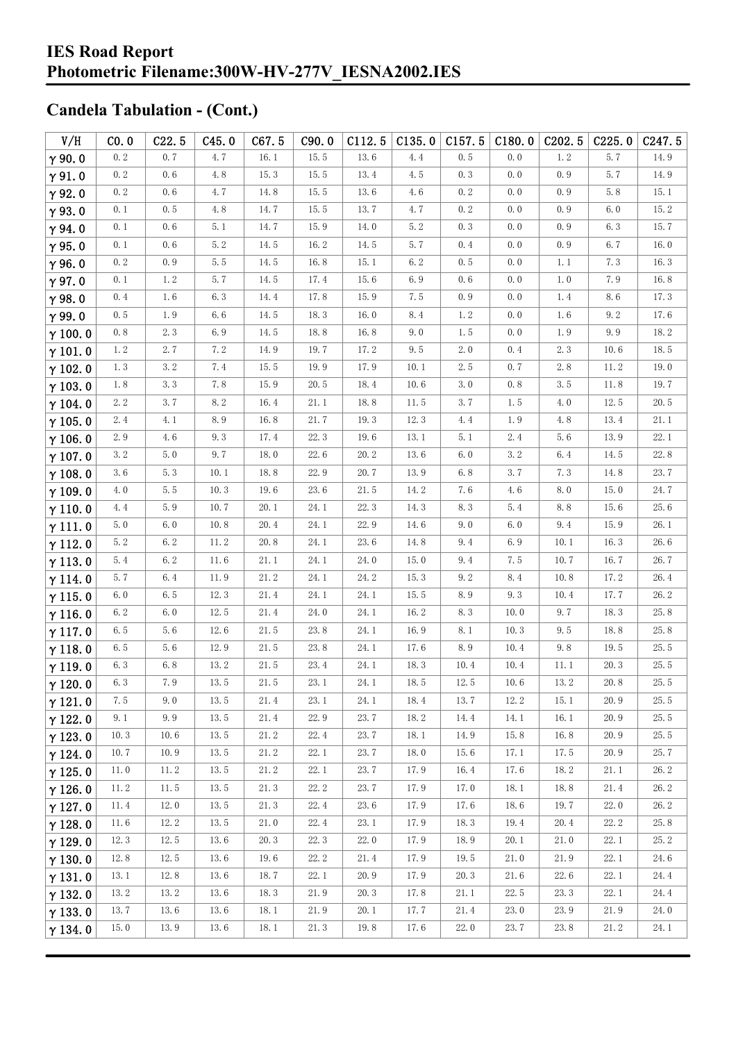# IES Road Report
# Photometric Filename:300W-HV-277V_IESNA2002.IES

## Candela Tabulation - (Cont.)

| V/H | C0.0 | C22.5 | C45.0 | C67.5 | C90.0 | C112.5 | C135.0 | C157.5 | C180.0 | C202.5 | C225.0 | C247.5 |
|---|---|---|---|---|---|---|---|---|---|---|---|---|
| γ 90.0 | 0.2 | 0.7 | 4.7 | 16.1 | 15.5 | 13.6 | 4.4 | 0.5 | 0.0 | 1.2 | 5.7 | 14.9 |
| γ 91.0 | 0.2 | 0.6 | 4.8 | 15.3 | 15.5 | 13.4 | 4.5 | 0.3 | 0.0 | 0.9 | 5.7 | 14.9 |
| γ 92.0 | 0.2 | 0.6 | 4.7 | 14.8 | 15.5 | 13.6 | 4.6 | 0.2 | 0.0 | 0.9 | 5.8 | 15.1 |
| γ 93.0 | 0.1 | 0.5 | 4.8 | 14.7 | 15.5 | 13.7 | 4.7 | 0.2 | 0.0 | 0.9 | 6.0 | 15.2 |
| γ 94.0 | 0.1 | 0.6 | 5.1 | 14.7 | 15.9 | 14.0 | 5.2 | 0.3 | 0.0 | 0.9 | 6.3 | 15.7 |
| γ 95.0 | 0.1 | 0.6 | 5.2 | 14.5 | 16.2 | 14.5 | 5.7 | 0.4 | 0.0 | 0.9 | 6.7 | 16.0 |
| γ 96.0 | 0.2 | 0.9 | 5.5 | 14.5 | 16.8 | 15.1 | 6.2 | 0.5 | 0.0 | 1.1 | 7.3 | 16.3 |
| γ 97.0 | 0.1 | 1.2 | 5.7 | 14.5 | 17.4 | 15.6 | 6.9 | 0.6 | 0.0 | 1.0 | 7.9 | 16.8 |
| γ 98.0 | 0.4 | 1.6 | 6.3 | 14.4 | 17.8 | 15.9 | 7.5 | 0.9 | 0.0 | 1.4 | 8.6 | 17.3 |
| γ 99.0 | 0.5 | 1.9 | 6.6 | 14.5 | 18.3 | 16.0 | 8.4 | 1.2 | 0.0 | 1.6 | 9.2 | 17.6 |
| γ 100.0 | 0.8 | 2.3 | 6.9 | 14.5 | 18.8 | 16.8 | 9.0 | 1.5 | 0.0 | 1.9 | 9.9 | 18.2 |
| γ 101.0 | 1.2 | 2.7 | 7.2 | 14.9 | 19.7 | 17.2 | 9.5 | 2.0 | 0.4 | 2.3 | 10.6 | 18.5 |
| γ 102.0 | 1.3 | 3.2 | 7.4 | 15.5 | 19.9 | 17.9 | 10.1 | 2.5 | 0.7 | 2.8 | 11.2 | 19.0 |
| γ 103.0 | 1.8 | 3.3 | 7.8 | 15.9 | 20.5 | 18.4 | 10.6 | 3.0 | 0.8 | 3.5 | 11.8 | 19.7 |
| γ 104.0 | 2.2 | 3.7 | 8.2 | 16.4 | 21.1 | 18.8 | 11.5 | 3.7 | 1.5 | 4.0 | 12.5 | 20.5 |
| γ 105.0 | 2.4 | 4.1 | 8.9 | 16.8 | 21.7 | 19.3 | 12.3 | 4.4 | 1.9 | 4.8 | 13.4 | 21.1 |
| γ 106.0 | 2.9 | 4.6 | 9.3 | 17.4 | 22.3 | 19.6 | 13.1 | 5.1 | 2.4 | 5.6 | 13.9 | 22.1 |
| γ 107.0 | 3.2 | 5.0 | 9.7 | 18.0 | 22.6 | 20.2 | 13.6 | 6.0 | 3.2 | 6.4 | 14.5 | 22.8 |
| γ 108.0 | 3.6 | 5.3 | 10.1 | 18.8 | 22.9 | 20.7 | 13.9 | 6.8 | 3.7 | 7.3 | 14.8 | 23.7 |
| γ 109.0 | 4.0 | 5.5 | 10.3 | 19.6 | 23.6 | 21.5 | 14.2 | 7.6 | 4.6 | 8.0 | 15.0 | 24.7 |
| γ 110.0 | 4.4 | 5.9 | 10.7 | 20.1 | 24.1 | 22.3 | 14.3 | 8.3 | 5.4 | 8.8 | 15.6 | 25.6 |
| γ 111.0 | 5.0 | 6.0 | 10.8 | 20.4 | 24.1 | 22.9 | 14.6 | 9.0 | 6.0 | 9.4 | 15.9 | 26.1 |
| γ 112.0 | 5.2 | 6.2 | 11.2 | 20.8 | 24.1 | 23.6 | 14.8 | 9.4 | 6.9 | 10.1 | 16.3 | 26.6 |
| γ 113.0 | 5.4 | 6.2 | 11.6 | 21.1 | 24.1 | 24.0 | 15.0 | 9.4 | 7.5 | 10.7 | 16.7 | 26.7 |
| γ 114.0 | 5.7 | 6.4 | 11.9 | 21.2 | 24.1 | 24.2 | 15.3 | 9.2 | 8.4 | 10.8 | 17.2 | 26.4 |
| γ 115.0 | 6.0 | 6.5 | 12.3 | 21.4 | 24.1 | 24.1 | 15.5 | 8.9 | 9.3 | 10.4 | 17.7 | 26.2 |
| γ 116.0 | 6.2 | 6.0 | 12.5 | 21.4 | 24.0 | 24.1 | 16.2 | 8.3 | 10.0 | 9.7 | 18.3 | 25.8 |
| γ 117.0 | 6.5 | 5.6 | 12.6 | 21.5 | 23.8 | 24.1 | 16.9 | 8.1 | 10.3 | 9.5 | 18.8 | 25.8 |
| γ 118.0 | 6.5 | 5.6 | 12.9 | 21.5 | 23.8 | 24.1 | 17.6 | 8.9 | 10.4 | 9.8 | 19.5 | 25.5 |
| γ 119.0 | 6.3 | 6.8 | 13.2 | 21.5 | 23.4 | 24.1 | 18.3 | 10.4 | 10.4 | 11.1 | 20.3 | 25.5 |
| γ 120.0 | 6.3 | 7.9 | 13.5 | 21.5 | 23.1 | 24.1 | 18.5 | 12.5 | 10.6 | 13.2 | 20.8 | 25.5 |
| γ 121.0 | 7.5 | 9.0 | 13.5 | 21.4 | 23.1 | 24.1 | 18.4 | 13.7 | 12.2 | 15.1 | 20.9 | 25.5 |
| γ 122.0 | 9.1 | 9.9 | 13.5 | 21.4 | 22.9 | 23.7 | 18.2 | 14.4 | 14.1 | 16.1 | 20.9 | 25.5 |
| γ 123.0 | 10.3 | 10.6 | 13.5 | 21.2 | 22.4 | 23.7 | 18.1 | 14.9 | 15.8 | 16.8 | 20.9 | 25.5 |
| γ 124.0 | 10.7 | 10.9 | 13.5 | 21.2 | 22.1 | 23.7 | 18.0 | 15.6 | 17.1 | 17.5 | 20.9 | 25.7 |
| γ 125.0 | 11.0 | 11.2 | 13.5 | 21.2 | 22.1 | 23.7 | 17.9 | 16.4 | 17.6 | 18.2 | 21.1 | 26.2 |
| γ 126.0 | 11.2 | 11.5 | 13.5 | 21.3 | 22.2 | 23.7 | 17.9 | 17.0 | 18.1 | 18.8 | 21.4 | 26.2 |
| γ 127.0 | 11.4 | 12.0 | 13.5 | 21.3 | 22.4 | 23.6 | 17.9 | 17.6 | 18.6 | 19.7 | 22.0 | 26.2 |
| γ 128.0 | 11.6 | 12.2 | 13.5 | 21.0 | 22.4 | 23.1 | 17.9 | 18.3 | 19.4 | 20.4 | 22.2 | 25.8 |
| γ 129.0 | 12.3 | 12.5 | 13.6 | 20.3 | 22.3 | 22.0 | 17.9 | 18.9 | 20.1 | 21.0 | 22.1 | 25.2 |
| γ 130.0 | 12.8 | 12.5 | 13.6 | 19.6 | 22.2 | 21.4 | 17.9 | 19.5 | 21.0 | 21.9 | 22.1 | 24.6 |
| γ 131.0 | 13.1 | 12.8 | 13.6 | 18.7 | 22.1 | 20.9 | 17.9 | 20.3 | 21.6 | 22.6 | 22.1 | 24.4 |
| γ 132.0 | 13.2 | 13.2 | 13.6 | 18.3 | 21.9 | 20.3 | 17.8 | 21.1 | 22.5 | 23.3 | 22.1 | 24.4 |
| γ 133.0 | 13.7 | 13.6 | 13.6 | 18.1 | 21.9 | 20.1 | 17.7 | 21.4 | 23.0 | 23.9 | 21.9 | 24.0 |
| γ 134.0 | 15.0 | 13.9 | 13.6 | 18.1 | 21.3 | 19.8 | 17.6 | 22.0 | 23.7 | 23.8 | 21.2 | 24.1 |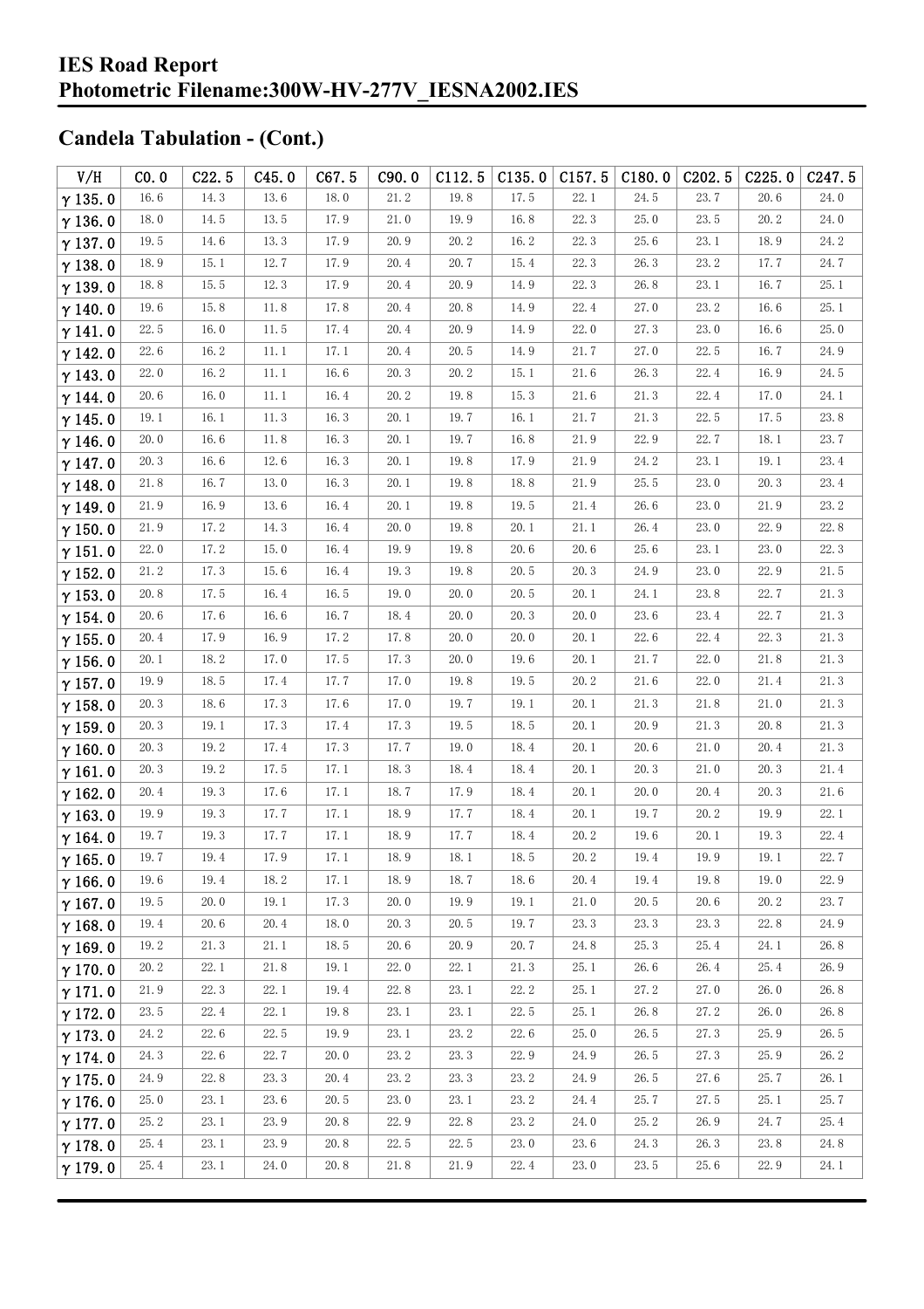## Candela Tabulation - (Cont.)

| V/H | C0.0 | C22.5 | C45.0 | C67.5 | C90.0 | C112.5 | C135.0 | C157.5 | C180.0 | C202.5 | C225.0 | C247.5 |
|---|---|---|---|---|---|---|---|---|---|---|---|---|
| γ 135.0 | 16.6 | 14.3 | 13.6 | 18.0 | 21.2 | 19.8 | 17.5 | 22.1 | 24.5 | 23.7 | 20.6 | 24.0 |
| γ 136.0 | 18.0 | 14.5 | 13.5 | 17.9 | 21.0 | 19.9 | 16.8 | 22.3 | 25.0 | 23.5 | 20.2 | 24.0 |
| γ 137.0 | 19.5 | 14.6 | 13.3 | 17.9 | 20.9 | 20.2 | 16.2 | 22.3 | 25.6 | 23.1 | 18.9 | 24.2 |
| γ 138.0 | 18.9 | 15.1 | 12.7 | 17.9 | 20.4 | 20.7 | 15.4 | 22.3 | 26.3 | 23.2 | 17.7 | 24.7 |
| γ 139.0 | 18.8 | 15.5 | 12.3 | 17.9 | 20.4 | 20.9 | 14.9 | 22.3 | 26.8 | 23.1 | 16.7 | 25.1 |
| γ 140.0 | 19.6 | 15.8 | 11.8 | 17.8 | 20.4 | 20.8 | 14.9 | 22.4 | 27.0 | 23.2 | 16.6 | 25.1 |
| γ 141.0 | 22.5 | 16.0 | 11.5 | 17.4 | 20.4 | 20.9 | 14.9 | 22.0 | 27.3 | 23.0 | 16.6 | 25.0 |
| γ 142.0 | 22.6 | 16.2 | 11.1 | 17.1 | 20.4 | 20.5 | 14.9 | 21.7 | 27.0 | 22.5 | 16.7 | 24.9 |
| γ 143.0 | 22.0 | 16.2 | 11.1 | 16.6 | 20.3 | 20.2 | 15.1 | 21.6 | 26.3 | 22.4 | 16.9 | 24.5 |
| γ 144.0 | 20.6 | 16.0 | 11.1 | 16.4 | 20.2 | 19.8 | 15.3 | 21.6 | 21.3 | 22.4 | 17.0 | 24.1 |
| γ 145.0 | 19.1 | 16.1 | 11.3 | 16.3 | 20.1 | 19.7 | 16.1 | 21.7 | 21.3 | 22.5 | 17.5 | 23.8 |
| γ 146.0 | 20.0 | 16.6 | 11.8 | 16.3 | 20.1 | 19.7 | 16.8 | 21.9 | 22.9 | 22.7 | 18.1 | 23.7 |
| γ 147.0 | 20.3 | 16.6 | 12.6 | 16.3 | 20.1 | 19.8 | 17.9 | 21.9 | 24.2 | 23.1 | 19.1 | 23.4 |
| γ 148.0 | 21.8 | 16.7 | 13.0 | 16.3 | 20.1 | 19.8 | 18.8 | 21.9 | 25.5 | 23.0 | 20.3 | 23.4 |
| γ 149.0 | 21.9 | 16.9 | 13.6 | 16.4 | 20.1 | 19.8 | 19.5 | 21.4 | 26.6 | 23.0 | 21.9 | 23.2 |
| γ 150.0 | 21.9 | 17.2 | 14.3 | 16.4 | 20.0 | 19.8 | 20.1 | 21.1 | 26.4 | 23.0 | 22.9 | 22.8 |
| γ 151.0 | 22.0 | 17.2 | 15.0 | 16.4 | 19.9 | 19.8 | 20.6 | 20.6 | 25.6 | 23.1 | 23.0 | 22.3 |
| γ 152.0 | 21.2 | 17.3 | 15.6 | 16.4 | 19.3 | 19.8 | 20.5 | 20.3 | 24.9 | 23.0 | 22.9 | 21.5 |
| γ 153.0 | 20.8 | 17.5 | 16.4 | 16.5 | 19.0 | 20.0 | 20.5 | 20.1 | 24.1 | 23.8 | 22.7 | 21.3 |
| γ 154.0 | 20.6 | 17.6 | 16.6 | 16.7 | 18.4 | 20.0 | 20.3 | 20.0 | 23.6 | 23.4 | 22.7 | 21.3 |
| γ 155.0 | 20.4 | 17.9 | 16.9 | 17.2 | 17.8 | 20.0 | 20.0 | 20.1 | 22.6 | 22.4 | 22.3 | 21.3 |
| γ 156.0 | 20.1 | 18.2 | 17.0 | 17.5 | 17.3 | 20.0 | 19.6 | 20.1 | 21.7 | 22.0 | 21.8 | 21.3 |
| γ 157.0 | 19.9 | 18.5 | 17.4 | 17.7 | 17.0 | 19.8 | 19.5 | 20.2 | 21.6 | 22.0 | 21.4 | 21.3 |
| γ 158.0 | 20.3 | 18.6 | 17.3 | 17.6 | 17.0 | 19.7 | 19.1 | 20.1 | 21.3 | 21.8 | 21.0 | 21.3 |
| γ 159.0 | 20.3 | 19.1 | 17.3 | 17.4 | 17.3 | 19.5 | 18.5 | 20.1 | 20.9 | 21.3 | 20.8 | 21.3 |
| γ 160.0 | 20.3 | 19.2 | 17.4 | 17.3 | 17.7 | 19.0 | 18.4 | 20.1 | 20.6 | 21.0 | 20.4 | 21.3 |
| γ 161.0 | 20.3 | 19.2 | 17.5 | 17.1 | 18.3 | 18.4 | 18.4 | 20.1 | 20.3 | 21.0 | 20.3 | 21.4 |
| γ 162.0 | 20.4 | 19.3 | 17.6 | 17.1 | 18.7 | 17.9 | 18.4 | 20.1 | 20.0 | 20.4 | 20.3 | 21.6 |
| γ 163.0 | 19.9 | 19.3 | 17.7 | 17.1 | 18.9 | 17.7 | 18.4 | 20.1 | 19.7 | 20.2 | 19.9 | 22.1 |
| γ 164.0 | 19.7 | 19.3 | 17.7 | 17.1 | 18.9 | 17.7 | 18.4 | 20.2 | 19.6 | 20.1 | 19.3 | 22.4 |
| γ 165.0 | 19.7 | 19.4 | 17.9 | 17.1 | 18.9 | 18.1 | 18.5 | 20.2 | 19.4 | 19.9 | 19.1 | 22.7 |
| γ 166.0 | 19.6 | 19.4 | 18.2 | 17.1 | 18.9 | 18.7 | 18.6 | 20.4 | 19.4 | 19.8 | 19.0 | 22.9 |
| γ 167.0 | 19.5 | 20.0 | 19.1 | 17.3 | 20.0 | 19.9 | 19.1 | 21.0 | 20.5 | 20.6 | 20.2 | 23.7 |
| γ 168.0 | 19.4 | 20.6 | 20.4 | 18.0 | 20.3 | 20.5 | 19.7 | 23.3 | 23.3 | 23.3 | 22.8 | 24.9 |
| γ 169.0 | 19.2 | 21.3 | 21.1 | 18.5 | 20.6 | 20.9 | 20.7 | 24.8 | 25.3 | 25.4 | 24.1 | 26.8 |
| γ 170.0 | 20.2 | 22.1 | 21.8 | 19.1 | 22.0 | 22.1 | 21.3 | 25.1 | 26.6 | 26.4 | 25.4 | 26.9 |
| γ 171.0 | 21.9 | 22.3 | 22.1 | 19.4 | 22.8 | 23.1 | 22.2 | 25.1 | 27.2 | 27.0 | 26.0 | 26.8 |
| γ 172.0 | 23.5 | 22.4 | 22.1 | 19.8 | 23.1 | 23.1 | 22.5 | 25.1 | 26.8 | 27.2 | 26.0 | 26.8 |
| γ 173.0 | 24.2 | 22.6 | 22.5 | 19.9 | 23.1 | 23.2 | 22.6 | 25.0 | 26.5 | 27.3 | 25.9 | 26.5 |
| γ 174.0 | 24.3 | 22.6 | 22.7 | 20.0 | 23.2 | 23.3 | 22.9 | 24.9 | 26.5 | 27.3 | 25.9 | 26.2 |
| γ 175.0 | 24.9 | 22.8 | 23.3 | 20.4 | 23.2 | 23.3 | 23.2 | 24.9 | 26.5 | 27.6 | 25.7 | 26.1 |
| γ 176.0 | 25.0 | 23.1 | 23.6 | 20.5 | 23.0 | 23.1 | 23.2 | 24.4 | 25.7 | 27.5 | 25.1 | 25.7 |
| γ 177.0 | 25.2 | 23.1 | 23.9 | 20.8 | 22.9 | 22.8 | 23.2 | 24.0 | 25.2 | 26.9 | 24.7 | 25.4 |
| γ 178.0 | 25.4 | 23.1 | 23.9 | 20.8 | 22.5 | 22.5 | 23.0 | 23.6 | 24.3 | 26.3 | 23.8 | 24.8 |
| γ 179.0 | 25.4 | 23.1 | 24.0 | 20.8 | 21.8 | 21.9 | 22.4 | 23.0 | 23.5 | 25.6 | 22.9 | 24.1 |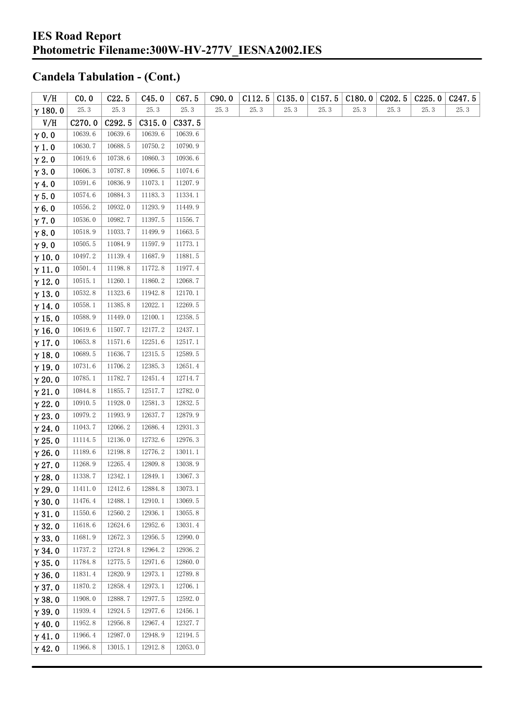## Candela Tabulation - (Cont.)

| V/H | C0.0 | C22.5 | C45.0 | C67.5 | C90.0 | C112.5 | C135.0 | C157.5 | C180.0 | C202.5 | C225.0 | C247.5 |
|---|---|---|---|---|---|---|---|---|---|---|---|---|
| γ180.0 | 25.3 | 25.3 | 25.3 | 25.3 | 25.3 | 25.3 | 25.3 | 25.3 | 25.3 | 25.3 | 25.3 | 25.3 |

| V/H | C270.0 | C292.5 | C315.0 | C337.5 |
|---|---|---|---|---|
| γ0.0 | 10639.6 | 10639.6 | 10639.6 | 10639.6 |
| γ1.0 | 10630.7 | 10688.5 | 10750.2 | 10790.9 |
| γ2.0 | 10619.6 | 10738.6 | 10860.3 | 10936.6 |
| γ3.0 | 10606.3 | 10787.8 | 10966.5 | 11074.6 |
| γ4.0 | 10591.6 | 10836.9 | 11073.1 | 11207.9 |
| γ5.0 | 10574.6 | 10884.3 | 11183.3 | 11334.1 |
| γ6.0 | 10556.2 | 10932.0 | 11293.9 | 11449.9 |
| γ7.0 | 10536.0 | 10982.7 | 11397.5 | 11556.7 |
| γ8.0 | 10518.9 | 11033.7 | 11499.9 | 11663.5 |
| γ9.0 | 10505.5 | 11084.9 | 11597.9 | 11773.1 |
| γ10.0 | 10497.2 | 11139.4 | 11687.9 | 11881.5 |
| γ11.0 | 10501.4 | 11198.8 | 11772.8 | 11977.4 |
| γ12.0 | 10515.1 | 11260.1 | 11860.2 | 12068.7 |
| γ13.0 | 10532.8 | 11323.6 | 11942.8 | 12170.1 |
| γ14.0 | 10558.1 | 11385.8 | 12022.1 | 12269.5 |
| γ15.0 | 10588.9 | 11449.0 | 12100.1 | 12358.5 |
| γ16.0 | 10619.6 | 11507.7 | 12177.2 | 12437.1 |
| γ17.0 | 10653.8 | 11571.6 | 12251.6 | 12517.1 |
| γ18.0 | 10689.5 | 11636.7 | 12315.5 | 12589.5 |
| γ19.0 | 10731.6 | 11706.2 | 12385.3 | 12651.4 |
| γ20.0 | 10785.1 | 11782.7 | 12451.4 | 12714.7 |
| γ21.0 | 10844.8 | 11855.7 | 12517.7 | 12782.0 |
| γ22.0 | 10910.5 | 11928.0 | 12581.3 | 12832.5 |
| γ23.0 | 10979.2 | 11993.9 | 12637.7 | 12879.9 |
| γ24.0 | 11043.7 | 12066.2 | 12686.4 | 12931.3 |
| γ25.0 | 11114.5 | 12136.0 | 12732.6 | 12976.3 |
| γ26.0 | 11189.6 | 12198.8 | 12776.2 | 13011.1 |
| γ27.0 | 11268.9 | 12265.4 | 12809.8 | 13038.9 |
| γ28.0 | 11338.7 | 12342.1 | 12849.1 | 13067.3 |
| γ29.0 | 11411.0 | 12412.6 | 12884.8 | 13073.1 |
| γ30.0 | 11476.4 | 12488.1 | 12910.1 | 13069.5 |
| γ31.0 | 11550.6 | 12560.2 | 12936.1 | 13055.8 |
| γ32.0 | 11618.6 | 12624.6 | 12952.6 | 13031.4 |
| γ33.0 | 11681.9 | 12672.3 | 12956.5 | 12990.0 |
| γ34.0 | 11737.2 | 12724.8 | 12964.2 | 12936.2 |
| γ35.0 | 11784.8 | 12775.5 | 12971.6 | 12860.0 |
| γ36.0 | 11831.4 | 12820.9 | 12973.1 | 12789.8 |
| γ37.0 | 11870.2 | 12858.4 | 12973.1 | 12706.1 |
| γ38.0 | 11908.0 | 12888.7 | 12977.5 | 12592.0 |
| γ39.0 | 11939.4 | 12924.5 | 12977.6 | 12456.1 |
| γ40.0 | 11952.8 | 12956.8 | 12967.4 | 12327.7 |
| γ41.0 | 11966.4 | 12987.0 | 12948.9 | 12194.5 |
| γ42.0 | 11966.8 | 13015.1 | 12912.8 | 12053.0 |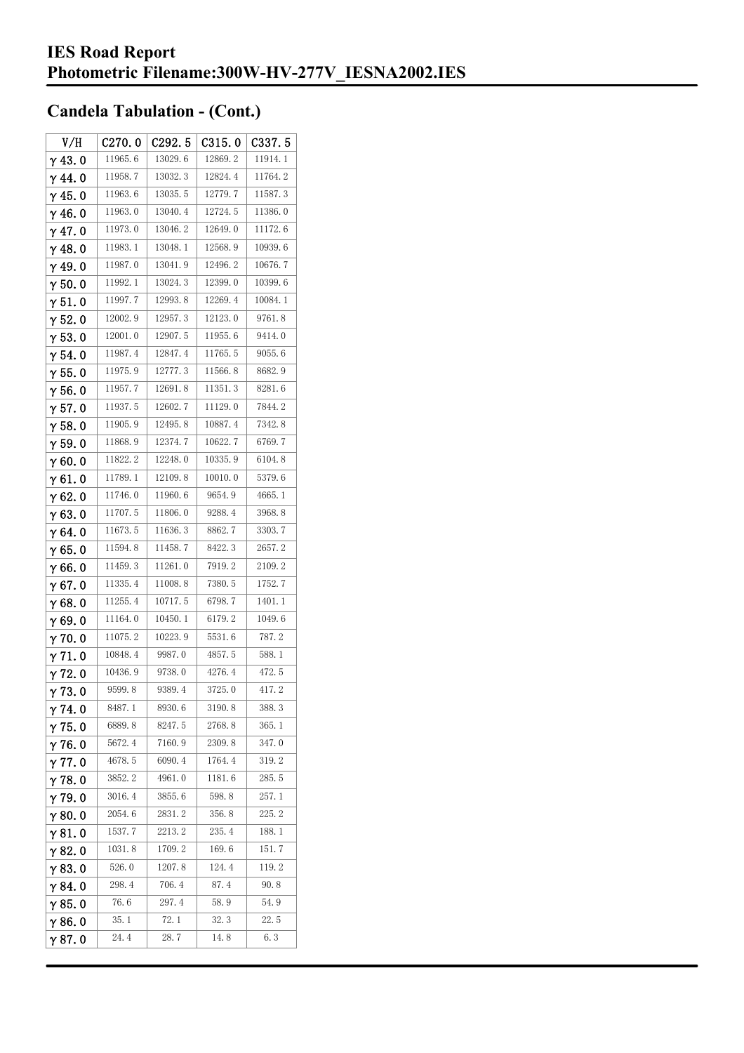# IES Road Report
# Photometric Filename:300W-HV-277V_IESNA2002.IES

## Candela Tabulation - (Cont.)

| V/H | C270.0 | C292.5 | C315.0 | C337.5 |
|---|---|---|---|---|
| γ 43.0 | 11965.6 | 13029.6 | 12869.2 | 11914.1 |
| γ 44.0 | 11958.7 | 13032.3 | 12824.4 | 11764.2 |
| γ 45.0 | 11963.6 | 13035.5 | 12779.7 | 11587.3 |
| γ 46.0 | 11963.0 | 13040.4 | 12724.5 | 11386.0 |
| γ 47.0 | 11973.0 | 13046.2 | 12649.0 | 11172.6 |
| γ 48.0 | 11983.1 | 13048.1 | 12568.9 | 10939.6 |
| γ 49.0 | 11987.0 | 13041.9 | 12496.2 | 10676.7 |
| γ 50.0 | 11992.1 | 13024.3 | 12399.0 | 10399.6 |
| γ 51.0 | 11997.7 | 12993.8 | 12269.4 | 10084.1 |
| γ 52.0 | 12002.9 | 12957.3 | 12123.0 | 9761.8 |
| γ 53.0 | 12001.0 | 12907.5 | 11955.6 | 9414.0 |
| γ 54.0 | 11987.4 | 12847.4 | 11765.5 | 9055.6 |
| γ 55.0 | 11975.9 | 12777.3 | 11566.8 | 8682.9 |
| γ 56.0 | 11957.7 | 12691.8 | 11351.3 | 8281.6 |
| γ 57.0 | 11937.5 | 12602.7 | 11129.0 | 7844.2 |
| γ 58.0 | 11905.9 | 12495.8 | 10887.4 | 7342.8 |
| γ 59.0 | 11868.9 | 12374.7 | 10622.7 | 6769.7 |
| γ 60.0 | 11822.2 | 12248.0 | 10335.9 | 6104.8 |
| γ 61.0 | 11789.1 | 12109.8 | 10010.0 | 5379.6 |
| γ 62.0 | 11746.0 | 11960.6 | 9654.9 | 4665.1 |
| γ 63.0 | 11707.5 | 11806.0 | 9288.4 | 3968.8 |
| γ 64.0 | 11673.5 | 11636.3 | 8862.7 | 3303.7 |
| γ 65.0 | 11594.8 | 11458.7 | 8422.3 | 2657.2 |
| γ 66.0 | 11459.3 | 11261.0 | 7919.2 | 2109.2 |
| γ 67.0 | 11335.4 | 11008.8 | 7380.5 | 1752.7 |
| γ 68.0 | 11255.4 | 10717.5 | 6798.7 | 1401.1 |
| γ 69.0 | 11164.0 | 10450.1 | 6179.2 | 1049.6 |
| γ 70.0 | 11075.2 | 10223.9 | 5531.6 | 787.2 |
| γ 71.0 | 10848.4 | 9987.0 | 4857.5 | 588.1 |
| γ 72.0 | 10436.9 | 9738.0 | 4276.4 | 472.5 |
| γ 73.0 | 9599.8 | 9389.4 | 3725.0 | 417.2 |
| γ 74.0 | 8487.1 | 8930.6 | 3190.8 | 388.3 |
| γ 75.0 | 6889.8 | 8247.5 | 2768.8 | 365.1 |
| γ 76.0 | 5672.4 | 7160.9 | 2309.8 | 347.0 |
| γ 77.0 | 4678.5 | 6090.4 | 1764.4 | 319.2 |
| γ 78.0 | 3852.2 | 4961.0 | 1181.6 | 285.5 |
| γ 79.0 | 3016.4 | 3855.6 | 598.8 | 257.1 |
| γ 80.0 | 2054.6 | 2831.2 | 356.8 | 225.2 |
| γ 81.0 | 1537.7 | 2213.2 | 235.4 | 188.1 |
| γ 82.0 | 1031.8 | 1709.2 | 169.6 | 151.7 |
| γ 83.0 | 526.0 | 1207.8 | 124.4 | 119.2 |
| γ 84.0 | 298.4 | 706.4 | 87.4 | 90.8 |
| γ 85.0 | 76.6 | 297.4 | 58.9 | 54.9 |
| γ 86.0 | 35.1 | 72.1 | 32.3 | 22.5 |
| γ 87.0 | 24.4 | 28.7 | 14.8 | 6.3 |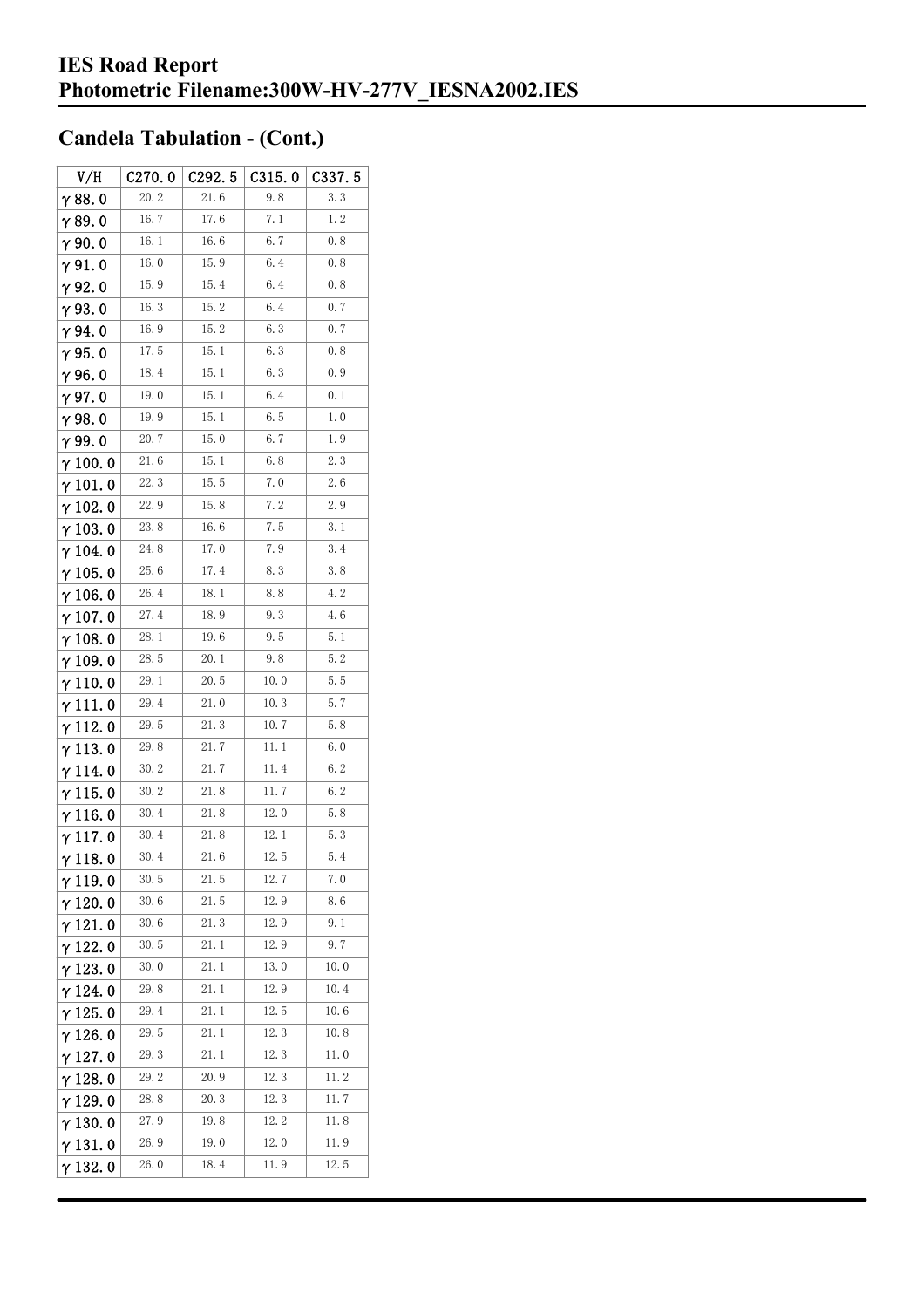# IES Road Report
# Photometric Filename:300W-HV-277V_IESNA2002.IES

## Candela Tabulation - (Cont.)

| V/H | C270.0 | C292.5 | C315.0 | C337.5 |
|---|---|---|---|---|
| γ 88.0 | 20.2 | 21.6 | 9.8 | 3.3 |
| γ 89.0 | 16.7 | 17.6 | 7.1 | 1.2 |
| γ 90.0 | 16.1 | 16.6 | 6.7 | 0.8 |
| γ 91.0 | 16.0 | 15.9 | 6.4 | 0.8 |
| γ 92.0 | 15.9 | 15.4 | 6.4 | 0.8 |
| γ 93.0 | 16.3 | 15.2 | 6.4 | 0.7 |
| γ 94.0 | 16.9 | 15.2 | 6.3 | 0.7 |
| γ 95.0 | 17.5 | 15.1 | 6.3 | 0.8 |
| γ 96.0 | 18.4 | 15.1 | 6.3 | 0.9 |
| γ 97.0 | 19.0 | 15.1 | 6.4 | 0.1 |
| γ 98.0 | 19.9 | 15.1 | 6.5 | 1.0 |
| γ 99.0 | 20.7 | 15.0 | 6.7 | 1.9 |
| γ 100.0 | 21.6 | 15.1 | 6.8 | 2.3 |
| γ 101.0 | 22.3 | 15.5 | 7.0 | 2.6 |
| γ 102.0 | 22.9 | 15.8 | 7.2 | 2.9 |
| γ 103.0 | 23.8 | 16.6 | 7.5 | 3.1 |
| γ 104.0 | 24.8 | 17.0 | 7.9 | 3.4 |
| γ 105.0 | 25.6 | 17.4 | 8.3 | 3.8 |
| γ 106.0 | 26.4 | 18.1 | 8.8 | 4.2 |
| γ 107.0 | 27.4 | 18.9 | 9.3 | 4.6 |
| γ 108.0 | 28.1 | 19.6 | 9.5 | 5.1 |
| γ 109.0 | 28.5 | 20.1 | 9.8 | 5.2 |
| γ 110.0 | 29.1 | 20.5 | 10.0 | 5.5 |
| γ 111.0 | 29.4 | 21.0 | 10.3 | 5.7 |
| γ 112.0 | 29.5 | 21.3 | 10.7 | 5.8 |
| γ 113.0 | 29.8 | 21.7 | 11.1 | 6.0 |
| γ 114.0 | 30.2 | 21.7 | 11.4 | 6.2 |
| γ 115.0 | 30.2 | 21.8 | 11.7 | 6.2 |
| γ 116.0 | 30.4 | 21.8 | 12.0 | 5.8 |
| γ 117.0 | 30.4 | 21.8 | 12.1 | 5.3 |
| γ 118.0 | 30.4 | 21.6 | 12.5 | 5.4 |
| γ 119.0 | 30.5 | 21.5 | 12.7 | 7.0 |
| γ 120.0 | 30.6 | 21.5 | 12.9 | 8.6 |
| γ 121.0 | 30.6 | 21.3 | 12.9 | 9.1 |
| γ 122.0 | 30.5 | 21.1 | 12.9 | 9.7 |
| γ 123.0 | 30.0 | 21.1 | 13.0 | 10.0 |
| γ 124.0 | 29.8 | 21.1 | 12.9 | 10.4 |
| γ 125.0 | 29.4 | 21.1 | 12.5 | 10.6 |
| γ 126.0 | 29.5 | 21.1 | 12.3 | 10.8 |
| γ 127.0 | 29.3 | 21.1 | 12.3 | 11.0 |
| γ 128.0 | 29.2 | 20.9 | 12.3 | 11.2 |
| γ 129.0 | 28.8 | 20.3 | 12.3 | 11.7 |
| γ 130.0 | 27.9 | 19.8 | 12.2 | 11.8 |
| γ 131.0 | 26.9 | 19.0 | 12.0 | 11.9 |
| γ 132.0 | 26.0 | 18.4 | 11.9 | 12.5 |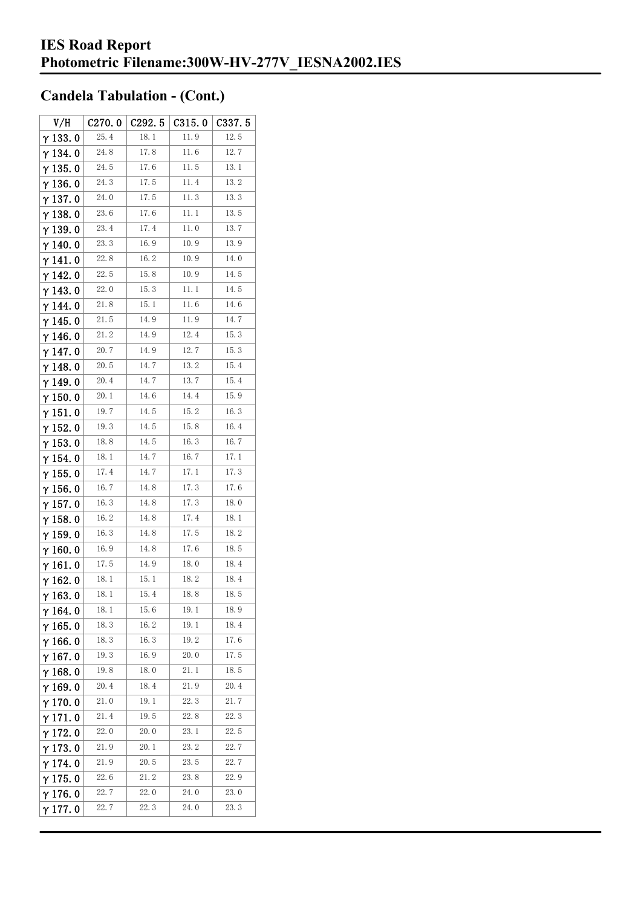# IES Road Report
# Photometric Filename:300W-HV-277V_IESNA2002.IES

## Candela Tabulation - (Cont.)

| V/H | C270.0 | C292.5 | C315.0 | C337.5 |
|---|---|---|---|---|
| γ 133.0 | 25.4 | 18.1 | 11.9 | 12.5 |
| γ 134.0 | 24.8 | 17.8 | 11.6 | 12.7 |
| γ 135.0 | 24.5 | 17.6 | 11.5 | 13.1 |
| γ 136.0 | 24.3 | 17.5 | 11.4 | 13.2 |
| γ 137.0 | 24.0 | 17.5 | 11.3 | 13.3 |
| γ 138.0 | 23.6 | 17.6 | 11.1 | 13.5 |
| γ 139.0 | 23.4 | 17.4 | 11.0 | 13.7 |
| γ 140.0 | 23.3 | 16.9 | 10.9 | 13.9 |
| γ 141.0 | 22.8 | 16.2 | 10.9 | 14.0 |
| γ 142.0 | 22.5 | 15.8 | 10.9 | 14.5 |
| γ 143.0 | 22.0 | 15.3 | 11.1 | 14.5 |
| γ 144.0 | 21.8 | 15.1 | 11.6 | 14.6 |
| γ 145.0 | 21.5 | 14.9 | 11.9 | 14.7 |
| γ 146.0 | 21.2 | 14.9 | 12.4 | 15.3 |
| γ 147.0 | 20.7 | 14.9 | 12.7 | 15.3 |
| γ 148.0 | 20.5 | 14.7 | 13.2 | 15.4 |
| γ 149.0 | 20.4 | 14.7 | 13.7 | 15.4 |
| γ 150.0 | 20.1 | 14.6 | 14.4 | 15.9 |
| γ 151.0 | 19.7 | 14.5 | 15.2 | 16.3 |
| γ 152.0 | 19.3 | 14.5 | 15.8 | 16.4 |
| γ 153.0 | 18.8 | 14.5 | 16.3 | 16.7 |
| γ 154.0 | 18.1 | 14.7 | 16.7 | 17.1 |
| γ 155.0 | 17.4 | 14.7 | 17.1 | 17.3 |
| γ 156.0 | 16.7 | 14.8 | 17.3 | 17.6 |
| γ 157.0 | 16.3 | 14.8 | 17.3 | 18.0 |
| γ 158.0 | 16.2 | 14.8 | 17.4 | 18.1 |
| γ 159.0 | 16.3 | 14.8 | 17.5 | 18.2 |
| γ 160.0 | 16.9 | 14.8 | 17.6 | 18.5 |
| γ 161.0 | 17.5 | 14.9 | 18.0 | 18.4 |
| γ 162.0 | 18.1 | 15.1 | 18.2 | 18.4 |
| γ 163.0 | 18.1 | 15.4 | 18.8 | 18.5 |
| γ 164.0 | 18.1 | 15.6 | 19.1 | 18.9 |
| γ 165.0 | 18.3 | 16.2 | 19.1 | 18.4 |
| γ 166.0 | 18.3 | 16.3 | 19.2 | 17.6 |
| γ 167.0 | 19.3 | 16.9 | 20.0 | 17.5 |
| γ 168.0 | 19.8 | 18.0 | 21.1 | 18.5 |
| γ 169.0 | 20.4 | 18.4 | 21.9 | 20.4 |
| γ 170.0 | 21.0 | 19.1 | 22.3 | 21.7 |
| γ 171.0 | 21.4 | 19.5 | 22.8 | 22.3 |
| γ 172.0 | 22.0 | 20.0 | 23.1 | 22.5 |
| γ 173.0 | 21.9 | 20.1 | 23.2 | 22.7 |
| γ 174.0 | 21.9 | 20.5 | 23.5 | 22.7 |
| γ 175.0 | 22.6 | 21.2 | 23.8 | 22.9 |
| γ 176.0 | 22.7 | 22.0 | 24.0 | 23.0 |
| γ 177.0 | 22.7 | 22.3 | 24.0 | 23.3 |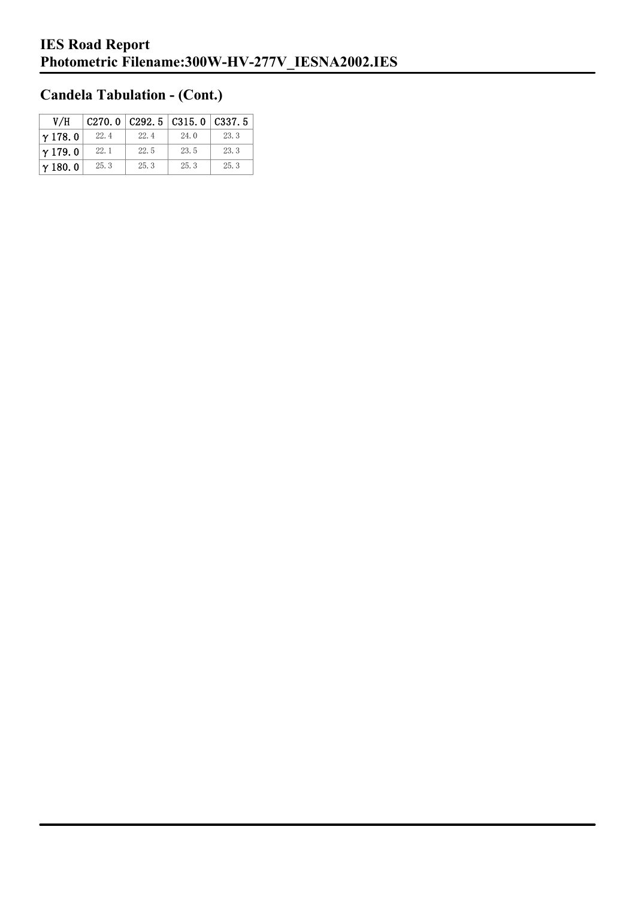## Candela Tabulation - (Cont.)

| V/H | C270.0 | C292.5 | C315.0 | C337.5 |
|---|---|---|---|---|
| γ 178.0 | 22.4 | 22.4 | 24.0 | 23.3 |
| γ 179.0 | 22.1 | 22.5 | 23.5 | 23.3 |
| γ 180.0 | 25.3 | 25.3 | 25.3 | 25.3 |